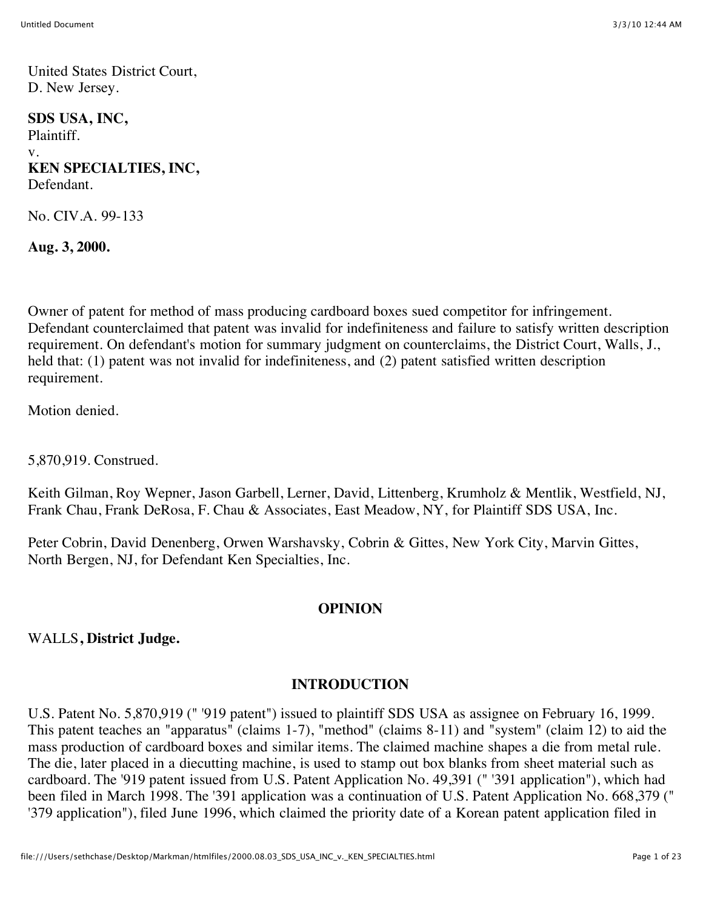United States District Court,
D. New Jersey.

**SDS USA, INC,**
Plaintiff.
v.
**KEN SPECIALTIES, INC,**
Defendant.

No. CIV.A. 99-133

**Aug. 3, 2000.**

Owner of patent for method of mass producing cardboard boxes sued competitor for infringement. Defendant counterclaimed that patent was invalid for indefiniteness and failure to satisfy written description requirement. On defendant's motion for summary judgment on counterclaims, the District Court, Walls, J., held that: (1) patent was not invalid for indefiniteness, and (2) patent satisfied written description requirement.

Motion denied.

5,870,919. Construed.

Keith Gilman, Roy Wepner, Jason Garbell, Lerner, David, Littenberg, Krumholz & Mentlik, Westfield, NJ, Frank Chau, Frank DeRosa, F. Chau & Associates, East Meadow, NY, for Plaintiff SDS USA, Inc.

Peter Cobrin, David Denenberg, Orwen Warshavsky, Cobrin & Gittes, New York City, Marvin Gittes, North Bergen, NJ, for Defendant Ken Specialties, Inc.

## OPINION

WALLS**, District Judge.**

## INTRODUCTION

U.S. Patent No. 5,870,919 (" '919 patent") issued to plaintiff SDS USA as assignee on February 16, 1999. This patent teaches an "apparatus" (claims 1-7), "method" (claims 8-11) and "system" (claim 12) to aid the mass production of cardboard boxes and similar items. The claimed machine shapes a die from metal rule. The die, later placed in a diecutting machine, is used to stamp out box blanks from sheet material such as cardboard. The '919 patent issued from U.S. Patent Application No. 49,391 (" '391 application"), which had been filed in March 1998. The '391 application was a continuation of U.S. Patent Application No. 668,379 (" '379 application"), filed June 1996, which claimed the priority date of a Korean patent application filed in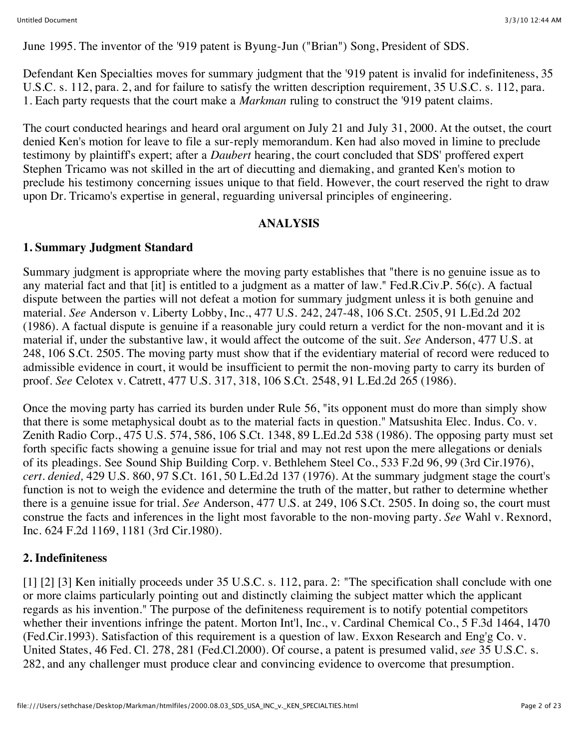June 1995. The inventor of the '919 patent is Byung-Jun ("Brian") Song, President of SDS.

Defendant Ken Specialties moves for summary judgment that the '919 patent is invalid for indefiniteness, 35 U.S.C. s. 112, para. 2, and for failure to satisfy the written description requirement, 35 U.S.C. s. 112, para. 1. Each party requests that the court make a *Markman* ruling to construct the '919 patent claims.

The court conducted hearings and heard oral argument on July 21 and July 31, 2000. At the outset, the court denied Ken's motion for leave to file a sur-reply memorandum. Ken had also moved in limine to preclude testimony by plaintiff's expert; after a *Daubert* hearing, the court concluded that SDS' proffered expert Stephen Tricamo was not skilled in the art of diecutting and diemaking, and granted Ken's motion to preclude his testimony concerning issues unique to that field. However, the court reserved the right to draw upon Dr. Tricamo's expertise in general, reguarding universal principles of engineering.

## ANALYSIS

### 1. Summary Judgment Standard

Summary judgment is appropriate where the moving party establishes that "there is no genuine issue as to any material fact and that [it] is entitled to a judgment as a matter of law." Fed.R.Civ.P. 56(c). A factual dispute between the parties will not defeat a motion for summary judgment unless it is both genuine and material. *See* Anderson v. Liberty Lobby, Inc., 477 U.S. 242, 247-48, 106 S.Ct. 2505, 91 L.Ed.2d 202 (1986). A factual dispute is genuine if a reasonable jury could return a verdict for the non-movant and it is material if, under the substantive law, it would affect the outcome of the suit. *See* Anderson, 477 U.S. at 248, 106 S.Ct. 2505. The moving party must show that if the evidentiary material of record were reduced to admissible evidence in court, it would be insufficient to permit the non-moving party to carry its burden of proof. *See* Celotex v. Catrett, 477 U.S. 317, 318, 106 S.Ct. 2548, 91 L.Ed.2d 265 (1986).

Once the moving party has carried its burden under Rule 56, "its opponent must do more than simply show that there is some metaphysical doubt as to the material facts in question." Matsushita Elec. Indus. Co. v. Zenith Radio Corp., 475 U.S. 574, 586, 106 S.Ct. 1348, 89 L.Ed.2d 538 (1986). The opposing party must set forth specific facts showing a genuine issue for trial and may not rest upon the mere allegations or denials of its pleadings. See Sound Ship Building Corp. v. Bethlehem Steel Co., 533 F.2d 96, 99 (3rd Cir.1976), *cert. denied,* 429 U.S. 860, 97 S.Ct. 161, 50 L.Ed.2d 137 (1976). At the summary judgment stage the court's function is not to weigh the evidence and determine the truth of the matter, but rather to determine whether there is a genuine issue for trial. *See* Anderson, 477 U.S. at 249, 106 S.Ct. 2505. In doing so, the court must construe the facts and inferences in the light most favorable to the non-moving party. *See* Wahl v. Rexnord, Inc. 624 F.2d 1169, 1181 (3rd Cir.1980).

### 2. Indefiniteness

[1] [2] [3] Ken initially proceeds under 35 U.S.C. s. 112, para. 2: "The specification shall conclude with one or more claims particularly pointing out and distinctly claiming the subject matter which the applicant regards as his invention." The purpose of the definiteness requirement is to notify potential competitors whether their inventions infringe the patent. Morton Int'l, Inc., v. Cardinal Chemical Co., 5 F.3d 1464, 1470 (Fed.Cir.1993). Satisfaction of this requirement is a question of law. Exxon Research and Eng'g Co. v. United States, 46 Fed. Cl. 278, 281 (Fed.Cl.2000). Of course, a patent is presumed valid, *see* 35 U.S.C. s. 282, and any challenger must produce clear and convincing evidence to overcome that presumption.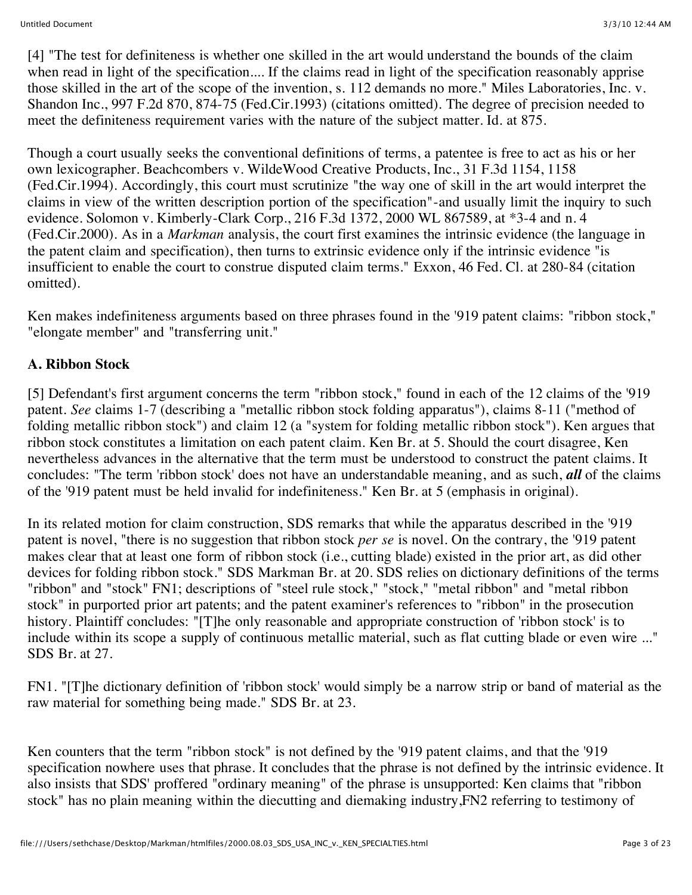[4] "The test for definiteness is whether one skilled in the art would understand the bounds of the claim when read in light of the specification.... If the claims read in light of the specification reasonably apprise those skilled in the art of the scope of the invention, s. 112 demands no more." Miles Laboratories, Inc. v. Shandon Inc., 997 F.2d 870, 874-75 (Fed.Cir.1993) (citations omitted). The degree of precision needed to meet the definiteness requirement varies with the nature of the subject matter. Id. at 875.

Though a court usually seeks the conventional definitions of terms, a patentee is free to act as his or her own lexicographer. Beachcombers v. WildeWood Creative Products, Inc., 31 F.3d 1154, 1158 (Fed.Cir.1994). Accordingly, this court must scrutinize "the way one of skill in the art would interpret the claims in view of the written description portion of the specification"-and usually limit the inquiry to such evidence. Solomon v. Kimberly-Clark Corp., 216 F.3d 1372, 2000 WL 867589, at *3-4 and n. 4 (Fed.Cir.2000). As in a *Markman* analysis, the court first examines the intrinsic evidence (the language in the patent claim and specification), then turns to extrinsic evidence only if the intrinsic evidence "is insufficient to enable the court to construe disputed claim terms." Exxon, 46 Fed. Cl. at 280-84 (citation omitted).

Ken makes indefiniteness arguments based on three phrases found in the '919 patent claims: "ribbon stock," "elongate member" and "transferring unit."

**A. Ribbon Stock**

[5] Defendant's first argument concerns the term "ribbon stock," found in each of the 12 claims of the '919 patent. *See* claims 1-7 (describing a "metallic ribbon stock folding apparatus"), claims 8-11 ("method of folding metallic ribbon stock") and claim 12 (a "system for folding metallic ribbon stock"). Ken argues that ribbon stock constitutes a limitation on each patent claim. Ken Br. at 5. Should the court disagree, Ken nevertheless advances in the alternative that the term must be understood to construct the patent claims. It concludes: "The term 'ribbon stock' does not have an understandable meaning, and as such, ***all*** of the claims of the '919 patent must be held invalid for indefiniteness." Ken Br. at 5 (emphasis in original).

In its related motion for claim construction, SDS remarks that while the apparatus described in the '919 patent is novel, "there is no suggestion that ribbon stock *per se* is novel. On the contrary, the '919 patent makes clear that at least one form of ribbon stock (i.e., cutting blade) existed in the prior art, as did other devices for folding ribbon stock." SDS Markman Br. at 20. SDS relies on dictionary definitions of the terms "ribbon" and "stock" FN1; descriptions of "steel rule stock," "stock," "metal ribbon" and "metal ribbon stock" in purported prior art patents; and the patent examiner's references to "ribbon" in the prosecution history. Plaintiff concludes: "[T]he only reasonable and appropriate construction of 'ribbon stock' is to include within its scope a supply of continuous metallic material, such as flat cutting blade or even wire ..." SDS Br. at 27.

FN1. "[T]he dictionary definition of 'ribbon stock' would simply be a narrow strip or band of material as the raw material for something being made." SDS Br. at 23.

Ken counters that the term "ribbon stock" is not defined by the '919 patent claims, and that the '919 specification nowhere uses that phrase. It concludes that the phrase is not defined by the intrinsic evidence. It also insists that SDS' proffered "ordinary meaning" of the phrase is unsupported: Ken claims that "ribbon stock" has no plain meaning within the diecutting and diemaking industry,FN2 referring to testimony of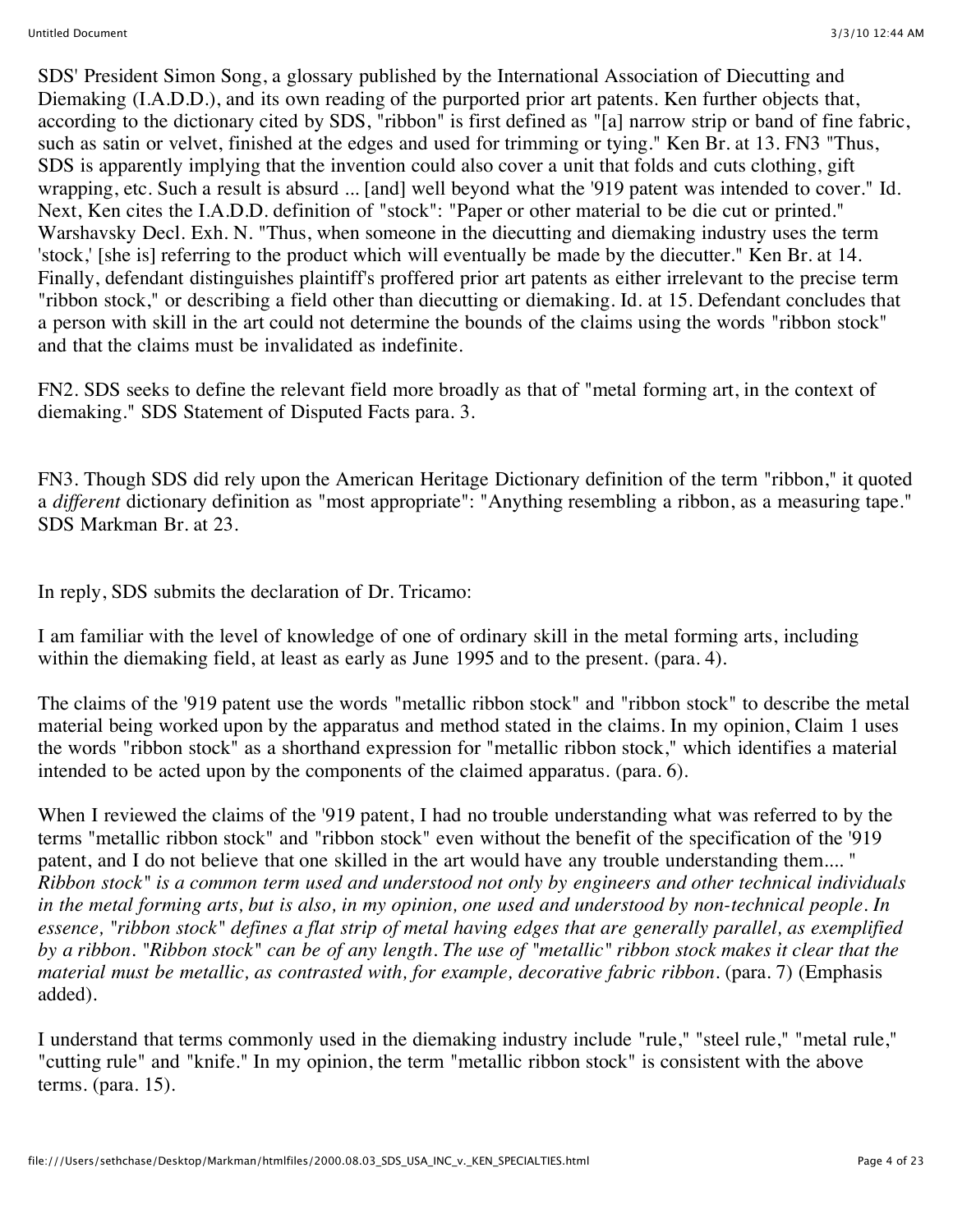SDS' President Simon Song, a glossary published by the International Association of Diecutting and Diemaking (I.A.D.D.), and its own reading of the purported prior art patents. Ken further objects that, according to the dictionary cited by SDS, "ribbon" is first defined as "[a] narrow strip or band of fine fabric, such as satin or velvet, finished at the edges and used for trimming or tying." Ken Br. at 13. FN3 "Thus, SDS is apparently implying that the invention could also cover a unit that folds and cuts clothing, gift wrapping, etc. Such a result is absurd ... [and] well beyond what the '919 patent was intended to cover." Id. Next, Ken cites the I.A.D.D. definition of "stock": "Paper or other material to be die cut or printed." Warshavsky Decl. Exh. N. "Thus, when someone in the diecutting and diemaking industry uses the term 'stock,' [she is] referring to the product which will eventually be made by the diecutter." Ken Br. at 14. Finally, defendant distinguishes plaintiff's proffered prior art patents as either irrelevant to the precise term "ribbon stock," or describing a field other than diecutting or diemaking. Id. at 15. Defendant concludes that a person with skill in the art could not determine the bounds of the claims using the words "ribbon stock" and that the claims must be invalidated as indefinite.

FN2. SDS seeks to define the relevant field more broadly as that of "metal forming art, in the context of diemaking." SDS Statement of Disputed Facts para. 3.

FN3. Though SDS did rely upon the American Heritage Dictionary definition of the term "ribbon," it quoted a *different* dictionary definition as "most appropriate": "Anything resembling a ribbon, as a measuring tape." SDS Markman Br. at 23.

In reply, SDS submits the declaration of Dr. Tricamo:

I am familiar with the level of knowledge of one of ordinary skill in the metal forming arts, including within the diemaking field, at least as early as June 1995 and to the present. (para. 4).

The claims of the '919 patent use the words "metallic ribbon stock" and "ribbon stock" to describe the metal material being worked upon by the apparatus and method stated in the claims. In my opinion, Claim 1 uses the words "ribbon stock" as a shorthand expression for "metallic ribbon stock," which identifies a material intended to be acted upon by the components of the claimed apparatus. (para. 6).

When I reviewed the claims of the '919 patent, I had no trouble understanding what was referred to by the terms "metallic ribbon stock" and "ribbon stock" even without the benefit of the specification of the '919 patent, and I do not believe that one skilled in the art would have any trouble understanding them.... *"Ribbon stock" is a common term used and understood not only by engineers and other technical individuals in the metal forming arts, but is also, in my opinion, one used and understood by non-technical people. In essence, "ribbon stock" defines a flat strip of metal having edges that are generally parallel, as exemplified by a ribbon. "Ribbon stock" can be of any length. The use of "metallic" ribbon stock makes it clear that the material must be metallic, as contrasted with, for example, decorative fabric ribbon.* (para. 7) (Emphasis added).

I understand that terms commonly used in the diemaking industry include "rule," "steel rule," "metal rule," "cutting rule" and "knife." In my opinion, the term "metallic ribbon stock" is consistent with the above terms. (para. 15).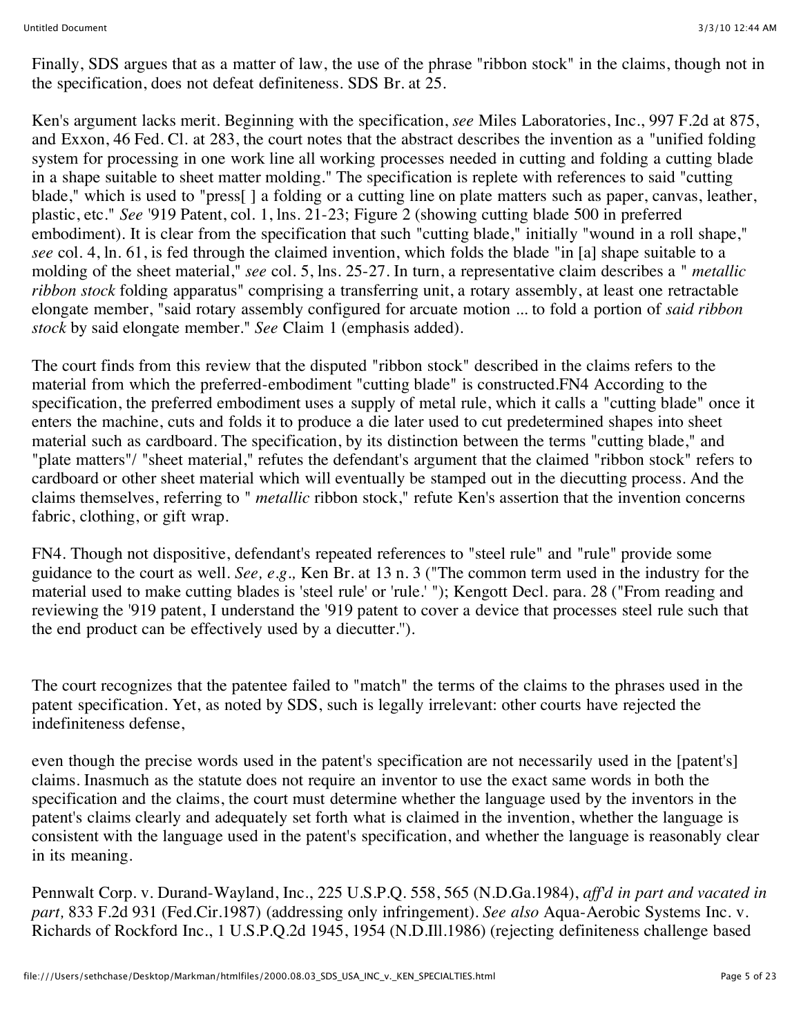Finally, SDS argues that as a matter of law, the use of the phrase "ribbon stock" in the claims, though not in the specification, does not defeat definiteness. SDS Br. at 25.

Ken's argument lacks merit. Beginning with the specification, *see* Miles Laboratories, Inc., 997 F.2d at 875, and Exxon, 46 Fed. Cl. at 283, the court notes that the abstract describes the invention as a "unified folding system for processing in one work line all working processes needed in cutting and folding a cutting blade in a shape suitable to sheet matter molding." The specification is replete with references to said "cutting blade," which is used to "press[ ] a folding or a cutting line on plate matters such as paper, canvas, leather, plastic, etc." *See* '919 Patent, col. 1, lns. 21-23; Figure 2 (showing cutting blade 500 in preferred embodiment). It is clear from the specification that such "cutting blade," initially "wound in a roll shape," *see* col. 4, ln. 61, is fed through the claimed invention, which folds the blade "in [a] shape suitable to a molding of the sheet material," *see* col. 5, lns. 25-27. In turn, a representative claim describes a " *metallic ribbon stock* folding apparatus" comprising a transferring unit, a rotary assembly, at least one retractable elongate member, "said rotary assembly configured for arcuate motion ... to fold a portion of *said ribbon stock* by said elongate member." *See* Claim 1 (emphasis added).

The court finds from this review that the disputed "ribbon stock" described in the claims refers to the material from which the preferred-embodiment "cutting blade" is constructed.FN4 According to the specification, the preferred embodiment uses a supply of metal rule, which it calls a "cutting blade" once it enters the machine, cuts and folds it to produce a die later used to cut predetermined shapes into sheet material such as cardboard. The specification, by its distinction between the terms "cutting blade," and "plate matters"/ "sheet material," refutes the defendant's argument that the claimed "ribbon stock" refers to cardboard or other sheet material which will eventually be stamped out in the diecutting process. And the claims themselves, referring to " *metallic* ribbon stock," refute Ken's assertion that the invention concerns fabric, clothing, or gift wrap.

FN4. Though not dispositive, defendant's repeated references to "steel rule" and "rule" provide some guidance to the court as well. *See, e.g.,* Ken Br. at 13 n. 3 ("The common term used in the industry for the material used to make cutting blades is 'steel rule' or 'rule.' "); Kengott Decl. para. 28 ("From reading and reviewing the '919 patent, I understand the '919 patent to cover a device that processes steel rule such that the end product can be effectively used by a diecutter.").

The court recognizes that the patentee failed to "match" the terms of the claims to the phrases used in the patent specification. Yet, as noted by SDS, such is legally irrelevant: other courts have rejected the indefiniteness defense,

even though the precise words used in the patent's specification are not necessarily used in the [patent's] claims. Inasmuch as the statute does not require an inventor to use the exact same words in both the specification and the claims, the court must determine whether the language used by the inventors in the patent's claims clearly and adequately set forth what is claimed in the invention, whether the language is consistent with the language used in the patent's specification, and whether the language is reasonably clear in its meaning.

Pennwalt Corp. v. Durand-Wayland, Inc., 225 U.S.P.Q. 558, 565 (N.D.Ga.1984), *aff'd in part and vacated in part,* 833 F.2d 931 (Fed.Cir.1987) (addressing only infringement). *See also* Aqua-Aerobic Systems Inc. v. Richards of Rockford Inc., 1 U.S.P.Q.2d 1945, 1954 (N.D.Ill.1986) (rejecting definiteness challenge based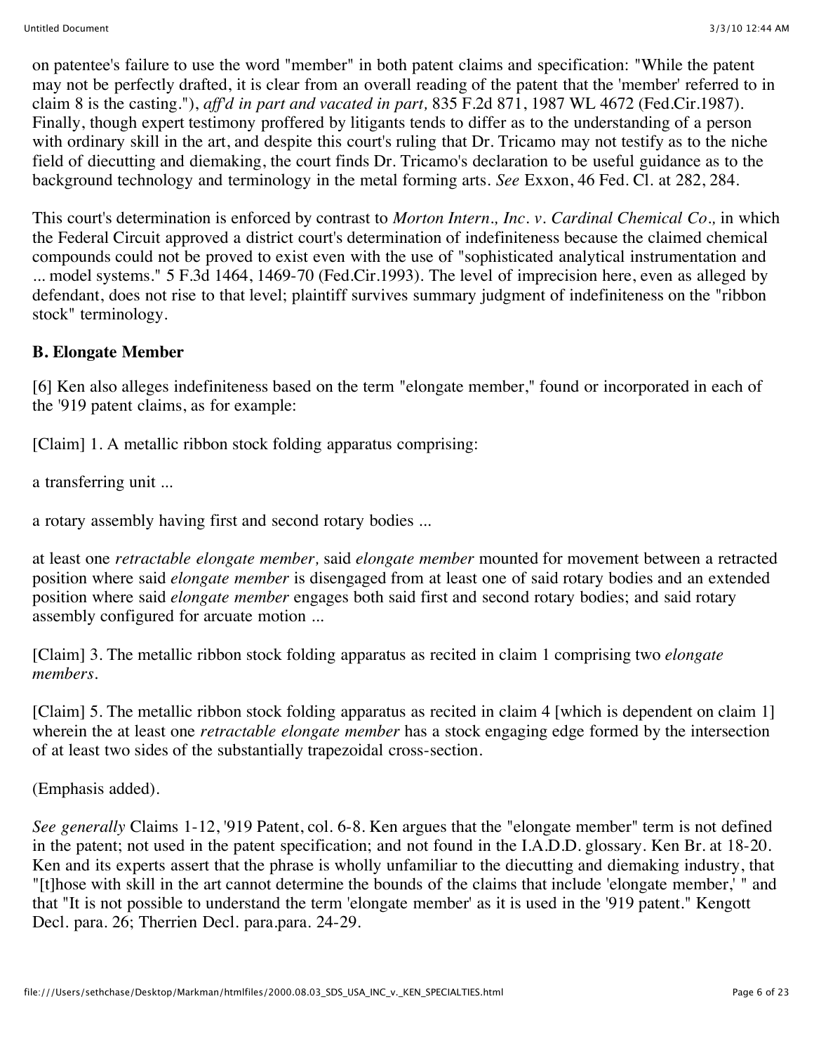on patentee's failure to use the word "member" in both patent claims and specification: "While the patent may not be perfectly drafted, it is clear from an overall reading of the patent that the 'member' referred to in claim 8 is the casting."), *aff'd in part and vacated in part,* 835 F.2d 871, 1987 WL 4672 (Fed.Cir.1987). Finally, though expert testimony proffered by litigants tends to differ as to the understanding of a person with ordinary skill in the art, and despite this court's ruling that Dr. Tricamo may not testify as to the niche field of diecutting and diemaking, the court finds Dr. Tricamo's declaration to be useful guidance as to the background technology and terminology in the metal forming arts. *See* Exxon, 46 Fed. Cl. at 282, 284.

This court's determination is enforced by contrast to *Morton Intern., Inc. v. Cardinal Chemical Co.,* in which the Federal Circuit approved a district court's determination of indefiniteness because the claimed chemical compounds could not be proved to exist even with the use of "sophisticated analytical instrumentation and ... model systems." 5 F.3d 1464, 1469-70 (Fed.Cir.1993). The level of imprecision here, even as alleged by defendant, does not rise to that level; plaintiff survives summary judgment of indefiniteness on the "ribbon stock" terminology.

**B. Elongate Member**

[6] Ken also alleges indefiniteness based on the term "elongate member," found or incorporated in each of the '919 patent claims, as for example:

[Claim] 1. A metallic ribbon stock folding apparatus comprising:

a transferring unit ...

a rotary assembly having first and second rotary bodies ...

at least one *retractable elongate member,* said *elongate member* mounted for movement between a retracted position where said *elongate member* is disengaged from at least one of said rotary bodies and an extended position where said *elongate member* engages both said first and second rotary bodies; and said rotary assembly configured for arcuate motion ...

[Claim] 3. The metallic ribbon stock folding apparatus as recited in claim 1 comprising two *elongate members.*

[Claim] 5. The metallic ribbon stock folding apparatus as recited in claim 4 [which is dependent on claim 1] wherein the at least one *retractable elongate member* has a stock engaging edge formed by the intersection of at least two sides of the substantially trapezoidal cross-section.

(Emphasis added).

*See generally* Claims 1-12, '919 Patent, col. 6-8. Ken argues that the "elongate member" term is not defined in the patent; not used in the patent specification; and not found in the I.A.D.D. glossary. Ken Br. at 18-20. Ken and its experts assert that the phrase is wholly unfamiliar to the diecutting and diemaking industry, that "[t]hose with skill in the art cannot determine the bounds of the claims that include 'elongate member,' " and that "It is not possible to understand the term 'elongate member' as it is used in the '919 patent." Kengott Decl. para. 26; Therrien Decl. para.para. 24-29.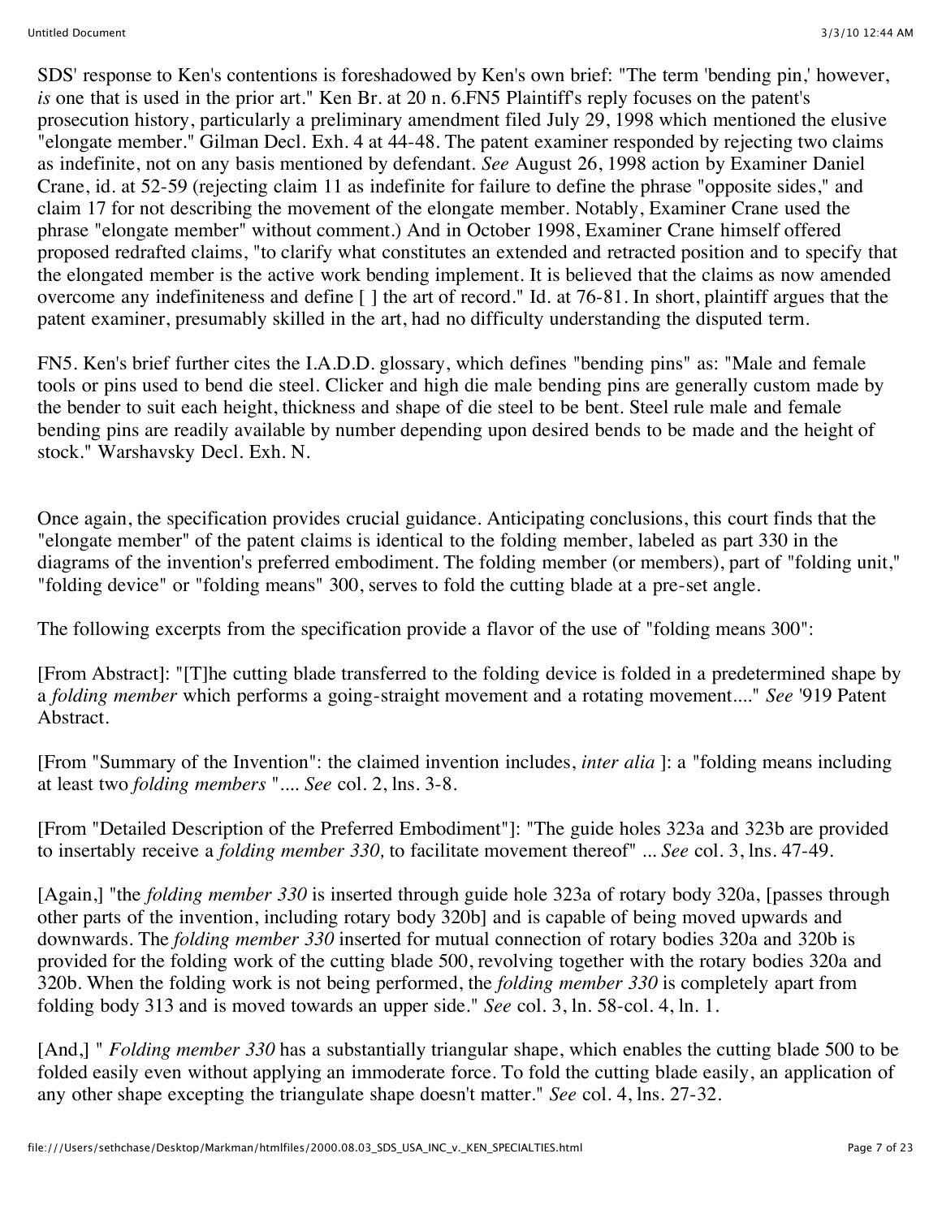SDS' response to Ken's contentions is foreshadowed by Ken's own brief: "The term 'bending pin,' however, *is* one that is used in the prior art." Ken Br. at 20 n. 6.FN5 Plaintiff's reply focuses on the patent's prosecution history, particularly a preliminary amendment filed July 29, 1998 which mentioned the elusive "elongate member." Gilman Decl. Exh. 4 at 44-48. The patent examiner responded by rejecting two claims as indefinite, not on any basis mentioned by defendant. *See* August 26, 1998 action by Examiner Daniel Crane, id. at 52-59 (rejecting claim 11 as indefinite for failure to define the phrase "opposite sides," and claim 17 for not describing the movement of the elongate member. Notably, Examiner Crane used the phrase "elongate member" without comment.) And in October 1998, Examiner Crane himself offered proposed redrafted claims, "to clarify what constitutes an extended and retracted position and to specify that the elongated member is the active work bending implement. It is believed that the claims as now amended overcome any indefiniteness and define [ ] the art of record." Id. at 76-81. In short, plaintiff argues that the patent examiner, presumably skilled in the art, had no difficulty understanding the disputed term.

FN5. Ken's brief further cites the I.A.D.D. glossary, which defines "bending pins" as: "Male and female tools or pins used to bend die steel. Clicker and high die male bending pins are generally custom made by the bender to suit each height, thickness and shape of die steel to be bent. Steel rule male and female bending pins are readily available by number depending upon desired bends to be made and the height of stock." Warshavsky Decl. Exh. N.

Once again, the specification provides crucial guidance. Anticipating conclusions, this court finds that the "elongate member" of the patent claims is identical to the folding member, labeled as part 330 in the diagrams of the invention's preferred embodiment. The folding member (or members), part of "folding unit," "folding device" or "folding means" 300, serves to fold the cutting blade at a pre-set angle.

The following excerpts from the specification provide a flavor of the use of "folding means 300":

[From Abstract]: "[T]he cutting blade transferred to the folding device is folded in a predetermined shape by a *folding member* which performs a going-straight movement and a rotating movement...." *See* '919 Patent Abstract.

[From "Summary of the Invention": the claimed invention includes, *inter alia* ]: a "folding means including at least two *folding members* ".... *See* col. 2, lns. 3-8.

[From "Detailed Description of the Preferred Embodiment"]: "The guide holes 323a and 323b are provided to insertably receive a *folding member 330,* to facilitate movement thereof" ... *See* col. 3, lns. 47-49.

[Again,] "the *folding member 330* is inserted through guide hole 323a of rotary body 320a, [passes through other parts of the invention, including rotary body 320b] and is capable of being moved upwards and downwards. The *folding member 330* inserted for mutual connection of rotary bodies 320a and 320b is provided for the folding work of the cutting blade 500, revolving together with the rotary bodies 320a and 320b. When the folding work is not being performed, the *folding member 330* is completely apart from folding body 313 and is moved towards an upper side." *See* col. 3, ln. 58-col. 4, ln. 1.

[And,] " *Folding member 330* has a substantially triangular shape, which enables the cutting blade 500 to be folded easily even without applying an immoderate force. To fold the cutting blade easily, an application of any other shape excepting the triangulate shape doesn't matter." *See* col. 4, lns. 27-32.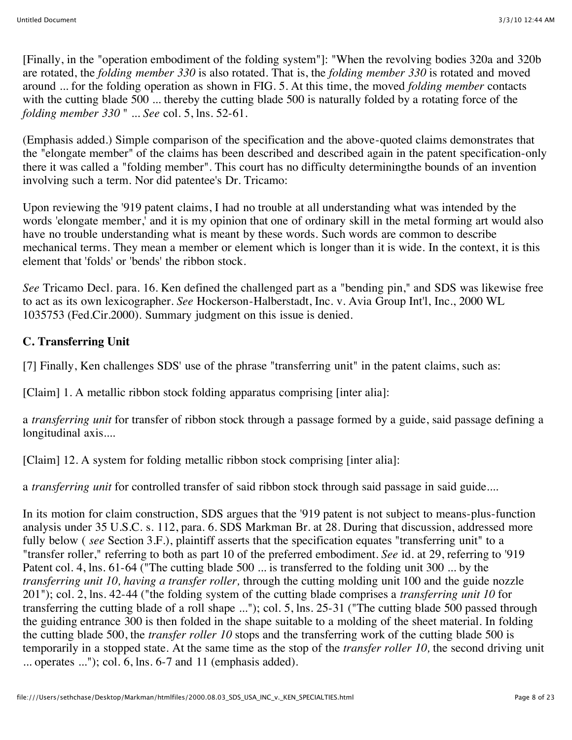[Finally, in the "operation embodiment of the folding system"]: "When the revolving bodies 320a and 320b are rotated, the *folding member 330* is also rotated. That is, the *folding member 330* is rotated and moved around ... for the folding operation as shown in FIG. 5. At this time, the moved *folding member* contacts with the cutting blade 500 ... thereby the cutting blade 500 is naturally folded by a rotating force of the *folding member 330* " ... *See* col. 5, lns. 52-61.

(Emphasis added.) Simple comparison of the specification and the above-quoted claims demonstrates that the "elongate member" of the claims has been described and described again in the patent specification-only there it was called a "folding member". This court has no difficulty determiningthe bounds of an invention involving such a term. Nor did patentee's Dr. Tricamo:

Upon reviewing the '919 patent claims, I had no trouble at all understanding what was intended by the words 'elongate member,' and it is my opinion that one of ordinary skill in the metal forming art would also have no trouble understanding what is meant by these words. Such words are common to describe mechanical terms. They mean a member or element which is longer than it is wide. In the context, it is this element that 'folds' or 'bends' the ribbon stock.

*See* Tricamo Decl. para. 16. Ken defined the challenged part as a "bending pin," and SDS was likewise free to act as its own lexicographer. *See* Hockerson-Halberstadt, Inc. v. Avia Group Int'l, Inc., 2000 WL 1035753 (Fed.Cir.2000). Summary judgment on this issue is denied.

**C. Transferring Unit**

[7] Finally, Ken challenges SDS' use of the phrase "transferring unit" in the patent claims, such as:

[Claim] 1. A metallic ribbon stock folding apparatus comprising [inter alia]:

a *transferring unit* for transfer of ribbon stock through a passage formed by a guide, said passage defining a longitudinal axis....

[Claim] 12. A system for folding metallic ribbon stock comprising [inter alia]:

a *transferring unit* for controlled transfer of said ribbon stock through said passage in said guide....

In its motion for claim construction, SDS argues that the '919 patent is not subject to means-plus-function analysis under 35 U.S.C. s. 112, para. 6. SDS Markman Br. at 28. During that discussion, addressed more fully below ( *see* Section 3.F.), plaintiff asserts that the specification equates "transferring unit" to a "transfer roller," referring to both as part 10 of the preferred embodiment. *See* id. at 29, referring to '919 Patent col. 4, lns. 61-64 ("The cutting blade 500 ... is transferred to the folding unit 300 ... by the *transferring unit 10, having a transfer roller,* through the cutting molding unit 100 and the guide nozzle 201"); col. 2, lns. 42-44 ("the folding system of the cutting blade comprises a *transferring unit 10* for transferring the cutting blade of a roll shape ..."); col. 5, lns. 25-31 ("The cutting blade 500 passed through the guiding entrance 300 is then folded in the shape suitable to a molding of the sheet material. In folding the cutting blade 500, the *transfer roller 10* stops and the transferring work of the cutting blade 500 is temporarily in a stopped state. At the same time as the stop of the *transfer roller 10,* the second driving unit ... operates ..."); col. 6, lns. 6-7 and 11 (emphasis added).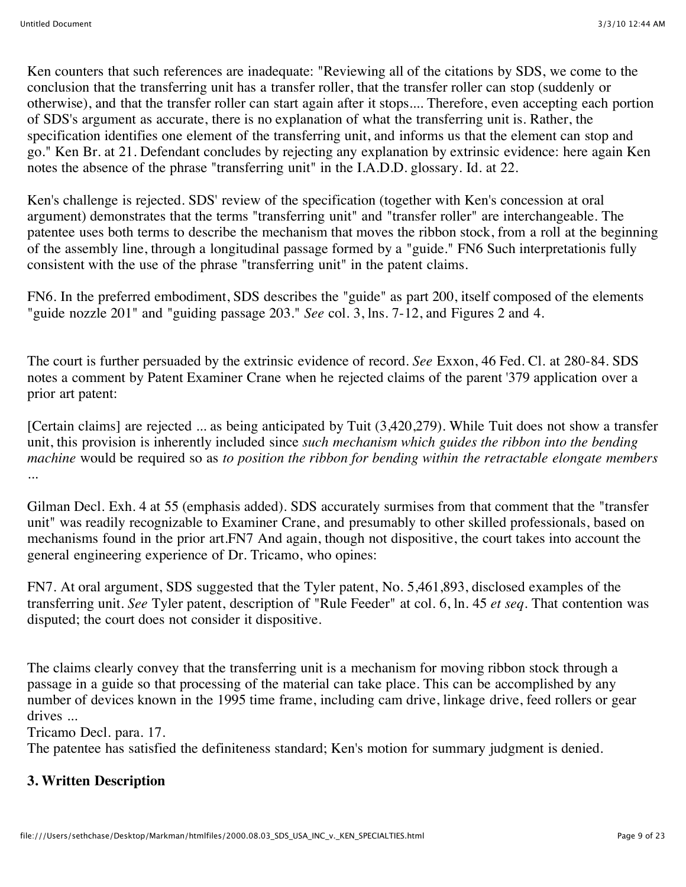Ken counters that such references are inadequate: "Reviewing all of the citations by SDS, we come to the conclusion that the transferring unit has a transfer roller, that the transfer roller can stop (suddenly or otherwise), and that the transfer roller can start again after it stops.... Therefore, even accepting each portion of SDS's argument as accurate, there is no explanation of what the transferring unit is. Rather, the specification identifies one element of the transferring unit, and informs us that the element can stop and go." Ken Br. at 21. Defendant concludes by rejecting any explanation by extrinsic evidence: here again Ken notes the absence of the phrase "transferring unit" in the I.A.D.D. glossary. Id. at 22.

Ken's challenge is rejected. SDS' review of the specification (together with Ken's concession at oral argument) demonstrates that the terms "transferring unit" and "transfer roller" are interchangeable. The patentee uses both terms to describe the mechanism that moves the ribbon stock, from a roll at the beginning of the assembly line, through a longitudinal passage formed by a "guide." FN6 Such interpretationis fully consistent with the use of the phrase "transferring unit" in the patent claims.

FN6. In the preferred embodiment, SDS describes the "guide" as part 200, itself composed of the elements "guide nozzle 201" and "guiding passage 203." *See* col. 3, lns. 7-12, and Figures 2 and 4.

The court is further persuaded by the extrinsic evidence of record. *See* Exxon, 46 Fed. Cl. at 280-84. SDS notes a comment by Patent Examiner Crane when he rejected claims of the parent '379 application over a prior art patent:

[Certain claims] are rejected ... as being anticipated by Tuit (3,420,279). While Tuit does not show a transfer unit, this provision is inherently included since *such mechanism which guides the ribbon into the bending machine* would be required so as *to position the ribbon for bending within the retractable elongate members* ...

Gilman Decl. Exh. 4 at 55 (emphasis added). SDS accurately surmises from that comment that the "transfer unit" was readily recognizable to Examiner Crane, and presumably to other skilled professionals, based on mechanisms found in the prior art.FN7 And again, though not dispositive, the court takes into account the general engineering experience of Dr. Tricamo, who opines:

FN7. At oral argument, SDS suggested that the Tyler patent, No. 5,461,893, disclosed examples of the transferring unit. *See* Tyler patent, description of "Rule Feeder" at col. 6, ln. 45 *et seq*. That contention was disputed; the court does not consider it dispositive.

The claims clearly convey that the transferring unit is a mechanism for moving ribbon stock through a passage in a guide so that processing of the material can take place. This can be accomplished by any number of devices known in the 1995 time frame, including cam drive, linkage drive, feed rollers or gear drives ...

Tricamo Decl. para. 17.

The patentee has satisfied the definiteness standard; Ken's motion for summary judgment is denied.

### 3. Written Description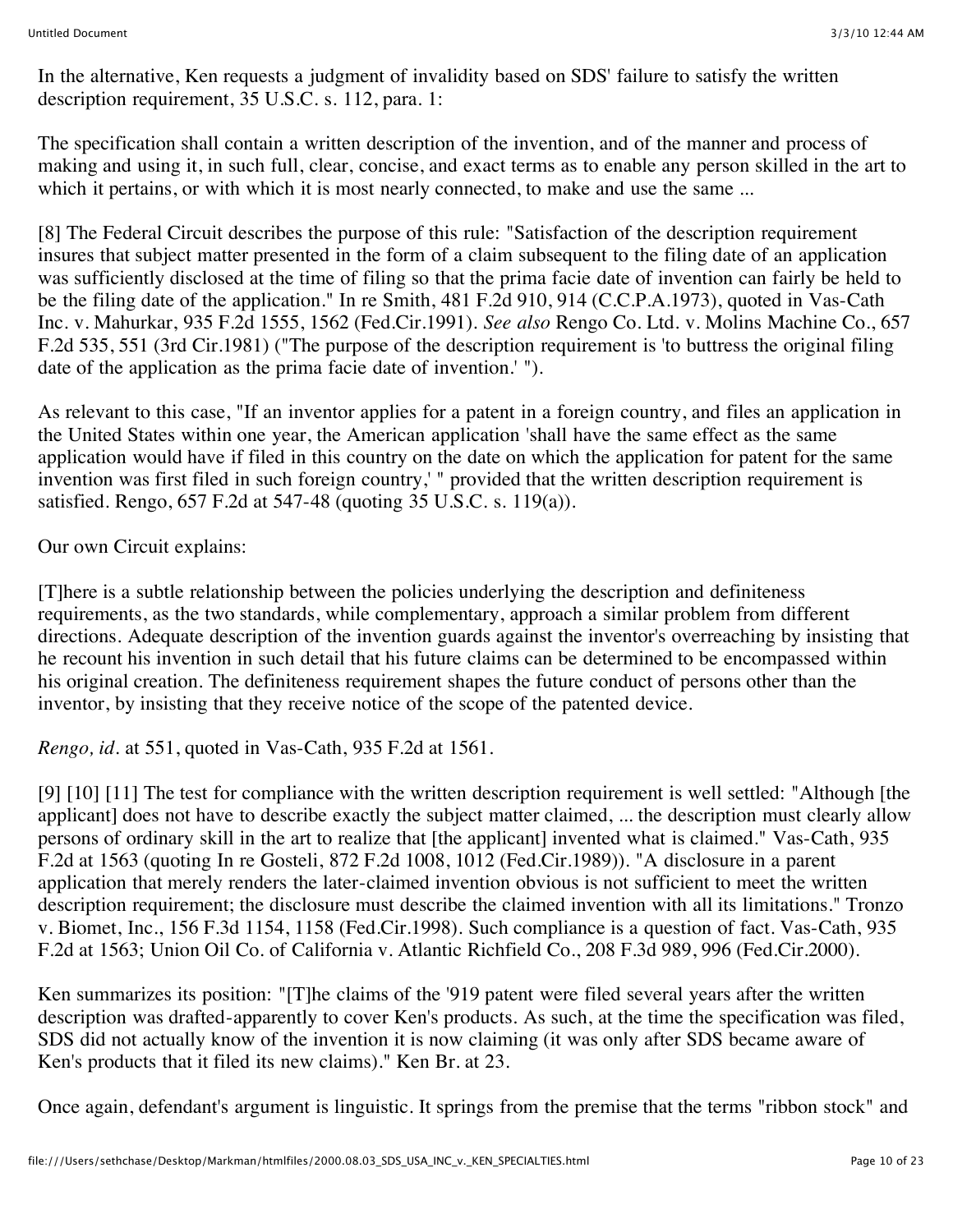In the alternative, Ken requests a judgment of invalidity based on SDS' failure to satisfy the written description requirement, 35 U.S.C. s. 112, para. 1:

The specification shall contain a written description of the invention, and of the manner and process of making and using it, in such full, clear, concise, and exact terms as to enable any person skilled in the art to which it pertains, or with which it is most nearly connected, to make and use the same ...

[8] The Federal Circuit describes the purpose of this rule: "Satisfaction of the description requirement insures that subject matter presented in the form of a claim subsequent to the filing date of an application was sufficiently disclosed at the time of filing so that the prima facie date of invention can fairly be held to be the filing date of the application." In re Smith, 481 F.2d 910, 914 (C.C.P.A.1973), quoted in Vas-Cath Inc. v. Mahurkar, 935 F.2d 1555, 1562 (Fed.Cir.1991). *See also* Rengo Co. Ltd. v. Molins Machine Co., 657 F.2d 535, 551 (3rd Cir.1981) ("The purpose of the description requirement is 'to buttress the original filing date of the application as the prima facie date of invention.' ").

As relevant to this case, "If an inventor applies for a patent in a foreign country, and files an application in the United States within one year, the American application 'shall have the same effect as the same application would have if filed in this country on the date on which the application for patent for the same invention was first filed in such foreign country,' " provided that the written description requirement is satisfied. Rengo, 657 F.2d at 547-48 (quoting 35 U.S.C. s. 119(a)).

Our own Circuit explains:

[T]here is a subtle relationship between the policies underlying the description and definiteness requirements, as the two standards, while complementary, approach a similar problem from different directions. Adequate description of the invention guards against the inventor's overreaching by insisting that he recount his invention in such detail that his future claims can be determined to be encompassed within his original creation. The definiteness requirement shapes the future conduct of persons other than the inventor, by insisting that they receive notice of the scope of the patented device.

*Rengo, id.* at 551, quoted in Vas-Cath, 935 F.2d at 1561.

[9] [10] [11] The test for compliance with the written description requirement is well settled: "Although [the applicant] does not have to describe exactly the subject matter claimed, ... the description must clearly allow persons of ordinary skill in the art to realize that [the applicant] invented what is claimed." Vas-Cath, 935 F.2d at 1563 (quoting In re Gosteli, 872 F.2d 1008, 1012 (Fed.Cir.1989)). "A disclosure in a parent application that merely renders the later-claimed invention obvious is not sufficient to meet the written description requirement; the disclosure must describe the claimed invention with all its limitations." Tronzo v. Biomet, Inc., 156 F.3d 1154, 1158 (Fed.Cir.1998). Such compliance is a question of fact. Vas-Cath, 935 F.2d at 1563; Union Oil Co. of California v. Atlantic Richfield Co., 208 F.3d 989, 996 (Fed.Cir.2000).

Ken summarizes its position: "[T]he claims of the '919 patent were filed several years after the written description was drafted-apparently to cover Ken's products. As such, at the time the specification was filed, SDS did not actually know of the invention it is now claiming (it was only after SDS became aware of Ken's products that it filed its new claims)." Ken Br. at 23.

Once again, defendant's argument is linguistic. It springs from the premise that the terms "ribbon stock" and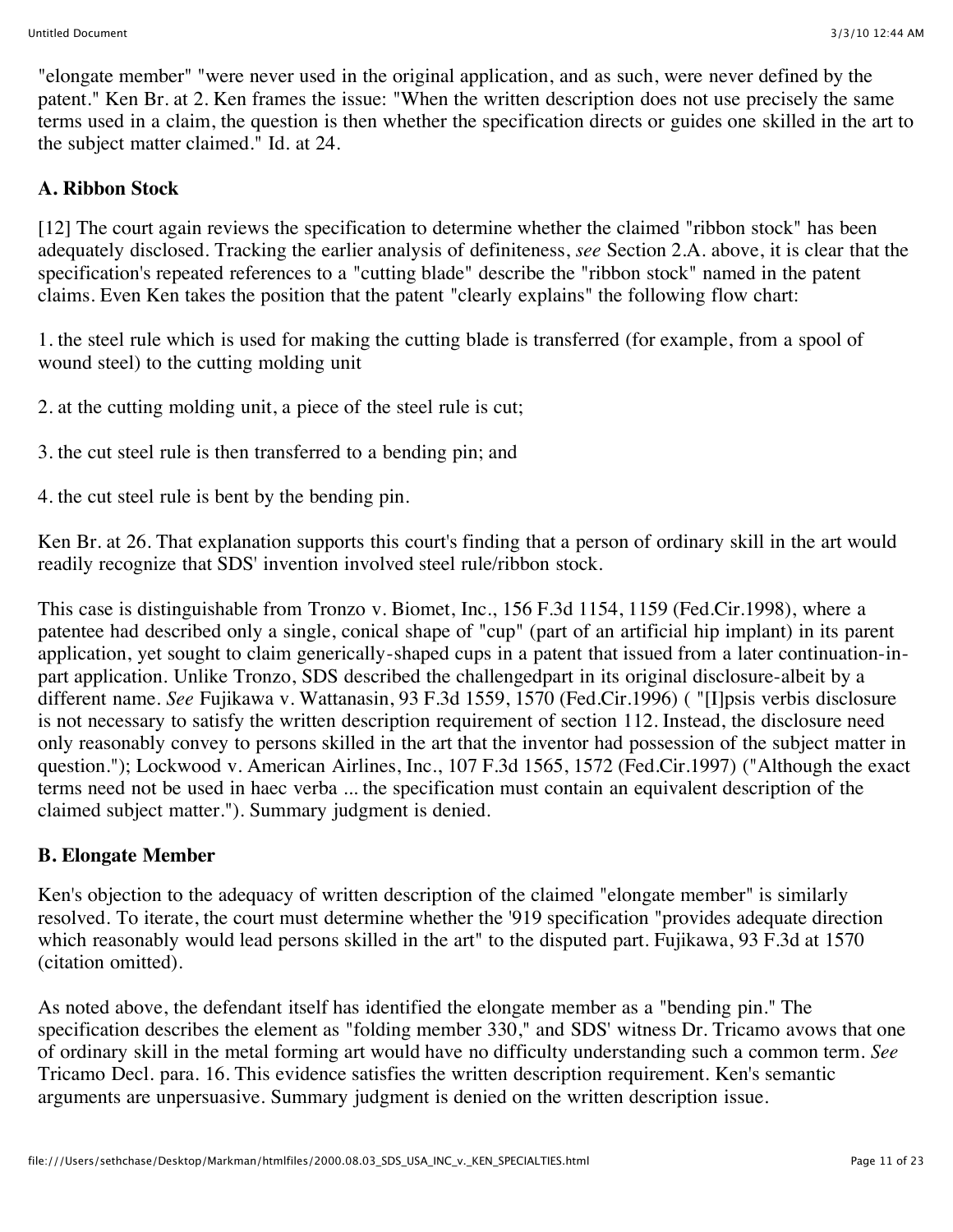"elongate member" "were never used in the original application, and as such, were never defined by the patent." Ken Br. at 2. Ken frames the issue: "When the written description does not use precisely the same terms used in a claim, the question is then whether the specification directs or guides one skilled in the art to the subject matter claimed." Id. at 24.

### A. Ribbon Stock

[12] The court again reviews the specification to determine whether the claimed "ribbon stock" has been adequately disclosed. Tracking the earlier analysis of definiteness, *see* Section 2.A. above, it is clear that the specification's repeated references to a "cutting blade" describe the "ribbon stock" named in the patent claims. Even Ken takes the position that the patent "clearly explains" the following flow chart:

1. the steel rule which is used for making the cutting blade is transferred (for example, from a spool of wound steel) to the cutting molding unit

2. at the cutting molding unit, a piece of the steel rule is cut;

3. the cut steel rule is then transferred to a bending pin; and

4. the cut steel rule is bent by the bending pin.

Ken Br. at 26. That explanation supports this court's finding that a person of ordinary skill in the art would readily recognize that SDS' invention involved steel rule/ribbon stock.

This case is distinguishable from Tronzo v. Biomet, Inc., 156 F.3d 1154, 1159 (Fed.Cir.1998), where a patentee had described only a single, conical shape of "cup" (part of an artificial hip implant) in its parent application, yet sought to claim generically-shaped cups in a patent that issued from a later continuation-in-part application. Unlike Tronzo, SDS described the challengedpart in its original disclosure-albeit by a different name. *See* Fujikawa v. Wattanasin, 93 F.3d 1559, 1570 (Fed.Cir.1996) ( "[I]psis verbis disclosure is not necessary to satisfy the written description requirement of section 112. Instead, the disclosure need only reasonably convey to persons skilled in the art that the inventor had possession of the subject matter in question."); Lockwood v. American Airlines, Inc., 107 F.3d 1565, 1572 (Fed.Cir.1997) ("Although the exact terms need not be used in haec verba ... the specification must contain an equivalent description of the claimed subject matter."). Summary judgment is denied.

### B. Elongate Member

Ken's objection to the adequacy of written description of the claimed "elongate member" is similarly resolved. To iterate, the court must determine whether the '919 specification "provides adequate direction which reasonably would lead persons skilled in the art" to the disputed part. Fujikawa, 93 F.3d at 1570 (citation omitted).

As noted above, the defendant itself has identified the elongate member as a "bending pin." The specification describes the element as "folding member 330," and SDS' witness Dr. Tricamo avows that one of ordinary skill in the metal forming art would have no difficulty understanding such a common term. *See* Tricamo Decl. para. 16. This evidence satisfies the written description requirement. Ken's semantic arguments are unpersuasive. Summary judgment is denied on the written description issue.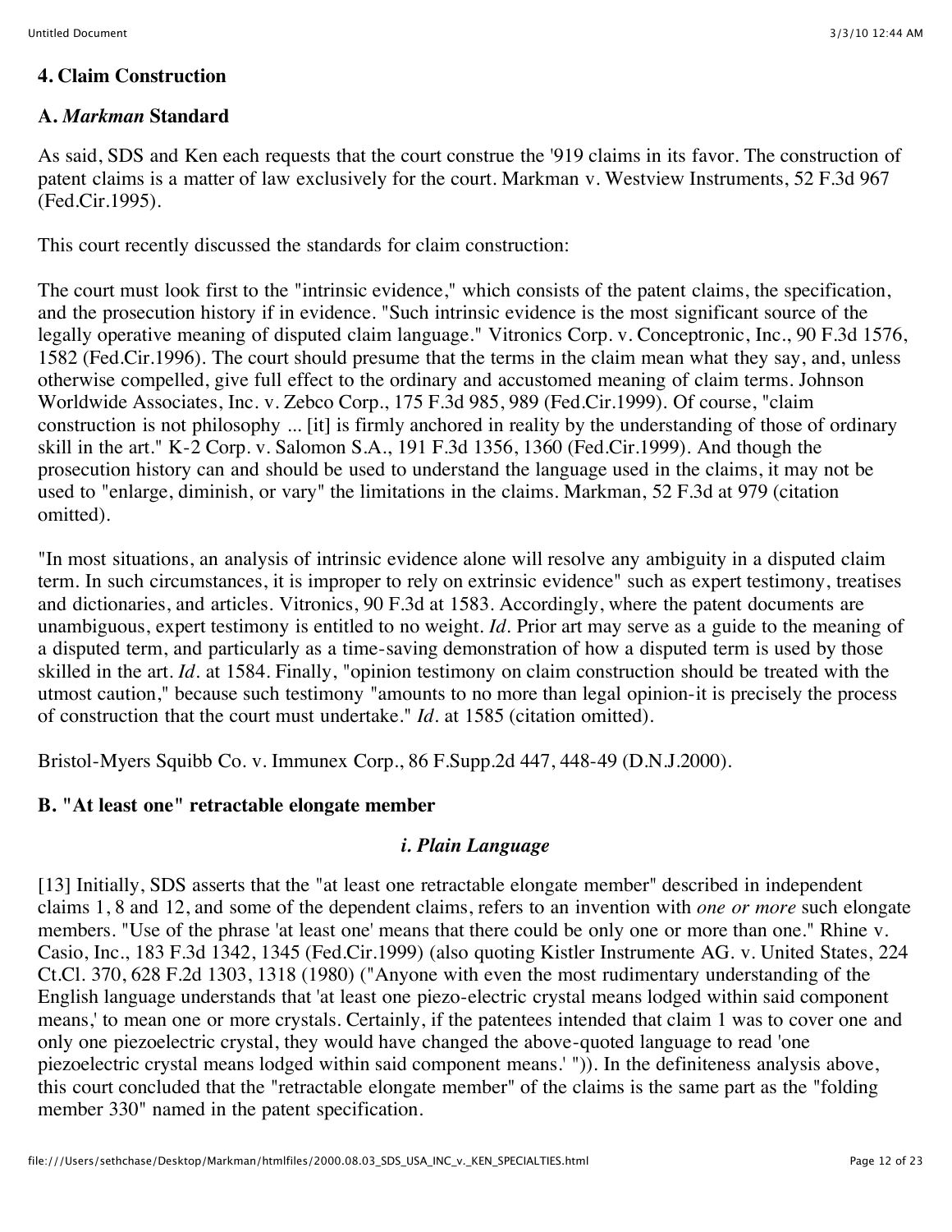## 4. Claim Construction

### A. *Markman* Standard

As said, SDS and Ken each requests that the court construe the '919 claims in its favor. The construction of patent claims is a matter of law exclusively for the court. Markman v. Westview Instruments, 52 F.3d 967 (Fed.Cir.1995).

This court recently discussed the standards for claim construction:

The court must look first to the "intrinsic evidence," which consists of the patent claims, the specification, and the prosecution history if in evidence. "Such intrinsic evidence is the most significant source of the legally operative meaning of disputed claim language." Vitronics Corp. v. Conceptronic, Inc., 90 F.3d 1576, 1582 (Fed.Cir.1996). The court should presume that the terms in the claim mean what they say, and, unless otherwise compelled, give full effect to the ordinary and accustomed meaning of claim terms. Johnson Worldwide Associates, Inc. v. Zebco Corp., 175 F.3d 985, 989 (Fed.Cir.1999). Of course, "claim construction is not philosophy ... [it] is firmly anchored in reality by the understanding of those of ordinary skill in the art." K-2 Corp. v. Salomon S.A., 191 F.3d 1356, 1360 (Fed.Cir.1999). And though the prosecution history can and should be used to understand the language used in the claims, it may not be used to "enlarge, diminish, or vary" the limitations in the claims. Markman, 52 F.3d at 979 (citation omitted).

"In most situations, an analysis of intrinsic evidence alone will resolve any ambiguity in a disputed claim term. In such circumstances, it is improper to rely on extrinsic evidence" such as expert testimony, treatises and dictionaries, and articles. Vitronics, 90 F.3d at 1583. Accordingly, where the patent documents are unambiguous, expert testimony is entitled to no weight. *Id*. Prior art may serve as a guide to the meaning of a disputed term, and particularly as a time-saving demonstration of how a disputed term is used by those skilled in the art. *Id*. at 1584. Finally, "opinion testimony on claim construction should be treated with the utmost caution," because such testimony "amounts to no more than legal opinion-it is precisely the process of construction that the court must undertake." *Id*. at 1585 (citation omitted).

Bristol-Myers Squibb Co. v. Immunex Corp., 86 F.Supp.2d 447, 448-49 (D.N.J.2000).

### B. "At least one" retractable elongate member

#### *i. Plain Language*

[13] Initially, SDS asserts that the "at least one retractable elongate member" described in independent claims 1, 8 and 12, and some of the dependent claims, refers to an invention with *one or more* such elongate members. "Use of the phrase 'at least one' means that there could be only one or more than one." Rhine v. Casio, Inc., 183 F.3d 1342, 1345 (Fed.Cir.1999) (also quoting Kistler Instrumente AG. v. United States, 224 Ct.Cl. 370, 628 F.2d 1303, 1318 (1980) ("Anyone with even the most rudimentary understanding of the English language understands that 'at least one piezo-electric crystal means lodged within said component means,' to mean one or more crystals. Certainly, if the patentees intended that claim 1 was to cover one and only one piezoelectric crystal, they would have changed the above-quoted language to read 'one piezoelectric crystal means lodged within said component means.' ")). In the definiteness analysis above, this court concluded that the "retractable elongate member" of the claims is the same part as the "folding member 330" named in the patent specification.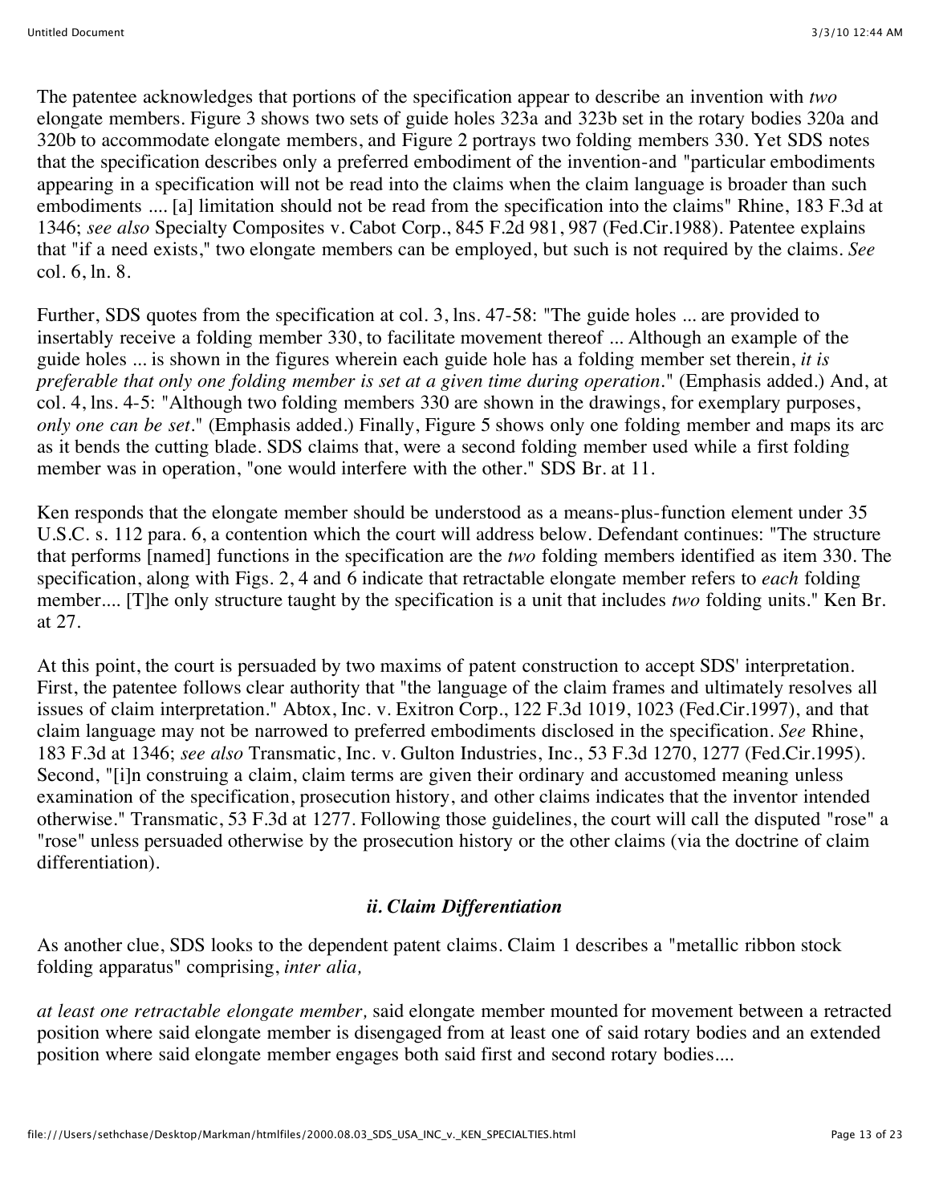The patentee acknowledges that portions of the specification appear to describe an invention with *two* elongate members. Figure 3 shows two sets of guide holes 323a and 323b set in the rotary bodies 320a and 320b to accommodate elongate members, and Figure 2 portrays two folding members 330. Yet SDS notes that the specification describes only a preferred embodiment of the invention-and "particular embodiments appearing in a specification will not be read into the claims when the claim language is broader than such embodiments .... [a] limitation should not be read from the specification into the claims" Rhine, 183 F.3d at 1346; *see also* Specialty Composites v. Cabot Corp., 845 F.2d 981, 987 (Fed.Cir.1988). Patentee explains that "if a need exists," two elongate members can be employed, but such is not required by the claims. *See* col. 6, ln. 8.

Further, SDS quotes from the specification at col. 3, lns. 47-58: "The guide holes ... are provided to insertably receive a folding member 330, to facilitate movement thereof ... Although an example of the guide holes ... is shown in the figures wherein each guide hole has a folding member set therein, *it is preferable that only one folding member is set at a given time during operation*." (Emphasis added.) And, at col. 4, lns. 4-5: "Although two folding members 330 are shown in the drawings, for exemplary purposes, *only one can be set*." (Emphasis added.) Finally, Figure 5 shows only one folding member and maps its arc as it bends the cutting blade. SDS claims that, were a second folding member used while a first folding member was in operation, "one would interfere with the other." SDS Br. at 11.

Ken responds that the elongate member should be understood as a means-plus-function element under 35 U.S.C. s. 112 para. 6, a contention which the court will address below. Defendant continues: "The structure that performs [named] functions in the specification are the *two* folding members identified as item 330. The specification, along with Figs. 2, 4 and 6 indicate that retractable elongate member refers to *each* folding member.... [T]he only structure taught by the specification is a unit that includes *two* folding units." Ken Br. at 27.

At this point, the court is persuaded by two maxims of patent construction to accept SDS' interpretation. First, the patentee follows clear authority that "the language of the claim frames and ultimately resolves all issues of claim interpretation." Abtox, Inc. v. Exitron Corp., 122 F.3d 1019, 1023 (Fed.Cir.1997), and that claim language may not be narrowed to preferred embodiments disclosed in the specification. *See* Rhine, 183 F.3d at 1346; *see also* Transmatic, Inc. v. Gulton Industries, Inc., 53 F.3d 1270, 1277 (Fed.Cir.1995). Second, "[i]n construing a claim, claim terms are given their ordinary and accustomed meaning unless examination of the specification, prosecution history, and other claims indicates that the inventor intended otherwise." Transmatic, 53 F.3d at 1277. Following those guidelines, the court will call the disputed "rose" a "rose" unless persuaded otherwise by the prosecution history or the other claims (via the doctrine of claim differentiation).

### *ii. Claim Differentiation*

As another clue, SDS looks to the dependent patent claims. Claim 1 describes a "metallic ribbon stock folding apparatus" comprising, *inter alia,*

*at least one retractable elongate member,* said elongate member mounted for movement between a retracted position where said elongate member is disengaged from at least one of said rotary bodies and an extended position where said elongate member engages both said first and second rotary bodies....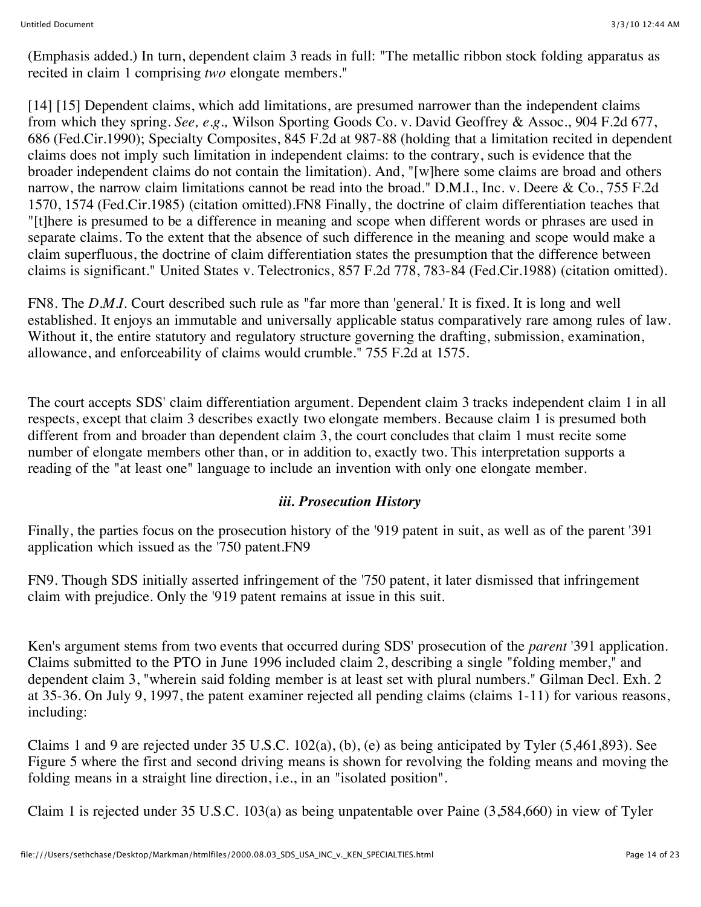(Emphasis added.) In turn, dependent claim 3 reads in full: "The metallic ribbon stock folding apparatus as recited in claim 1 comprising *two* elongate members."

[14] [15] Dependent claims, which add limitations, are presumed narrower than the independent claims from which they spring. *See, e.g.,* Wilson Sporting Goods Co. v. David Geoffrey & Assoc., 904 F.2d 677, 686 (Fed.Cir.1990); Specialty Composites, 845 F.2d at 987-88 (holding that a limitation recited in dependent claims does not imply such limitation in independent claims: to the contrary, such is evidence that the broader independent claims do not contain the limitation). And, "[w]here some claims are broad and others narrow, the narrow claim limitations cannot be read into the broad." D.M.I., Inc. v. Deere & Co., 755 F.2d 1570, 1574 (Fed.Cir.1985) (citation omitted).FN8 Finally, the doctrine of claim differentiation teaches that "[t]here is presumed to be a difference in meaning and scope when different words or phrases are used in separate claims. To the extent that the absence of such difference in the meaning and scope would make a claim superfluous, the doctrine of claim differentiation states the presumption that the difference between claims is significant." United States v. Telectronics, 857 F.2d 778, 783-84 (Fed.Cir.1988) (citation omitted).

FN8. The *D.M.I.* Court described such rule as "far more than 'general.' It is fixed. It is long and well established. It enjoys an immutable and universally applicable status comparatively rare among rules of law. Without it, the entire statutory and regulatory structure governing the drafting, submission, examination, allowance, and enforceability of claims would crumble." 755 F.2d at 1575.

The court accepts SDS' claim differentiation argument. Dependent claim 3 tracks independent claim 1 in all respects, except that claim 3 describes exactly two elongate members. Because claim 1 is presumed both different from and broader than dependent claim 3, the court concludes that claim 1 must recite some number of elongate members other than, or in addition to, exactly two. This interpretation supports a reading of the "at least one" language to include an invention with only one elongate member.

### *iii. Prosecution History*

Finally, the parties focus on the prosecution history of the '919 patent in suit, as well as of the parent '391 application which issued as the '750 patent.FN9

FN9. Though SDS initially asserted infringement of the '750 patent, it later dismissed that infringement claim with prejudice. Only the '919 patent remains at issue in this suit.

Ken's argument stems from two events that occurred during SDS' prosecution of the *parent* '391 application. Claims submitted to the PTO in June 1996 included claim 2, describing a single "folding member," and dependent claim 3, "wherein said folding member is at least set with plural numbers." Gilman Decl. Exh. 2 at 35-36. On July 9, 1997, the patent examiner rejected all pending claims (claims 1-11) for various reasons, including:

Claims 1 and 9 are rejected under 35 U.S.C. 102(a), (b), (e) as being anticipated by Tyler (5,461,893). See Figure 5 where the first and second driving means is shown for revolving the folding means and moving the folding means in a straight line direction, i.e., in an "isolated position".

Claim 1 is rejected under 35 U.S.C. 103(a) as being unpatentable over Paine (3,584,660) in view of Tyler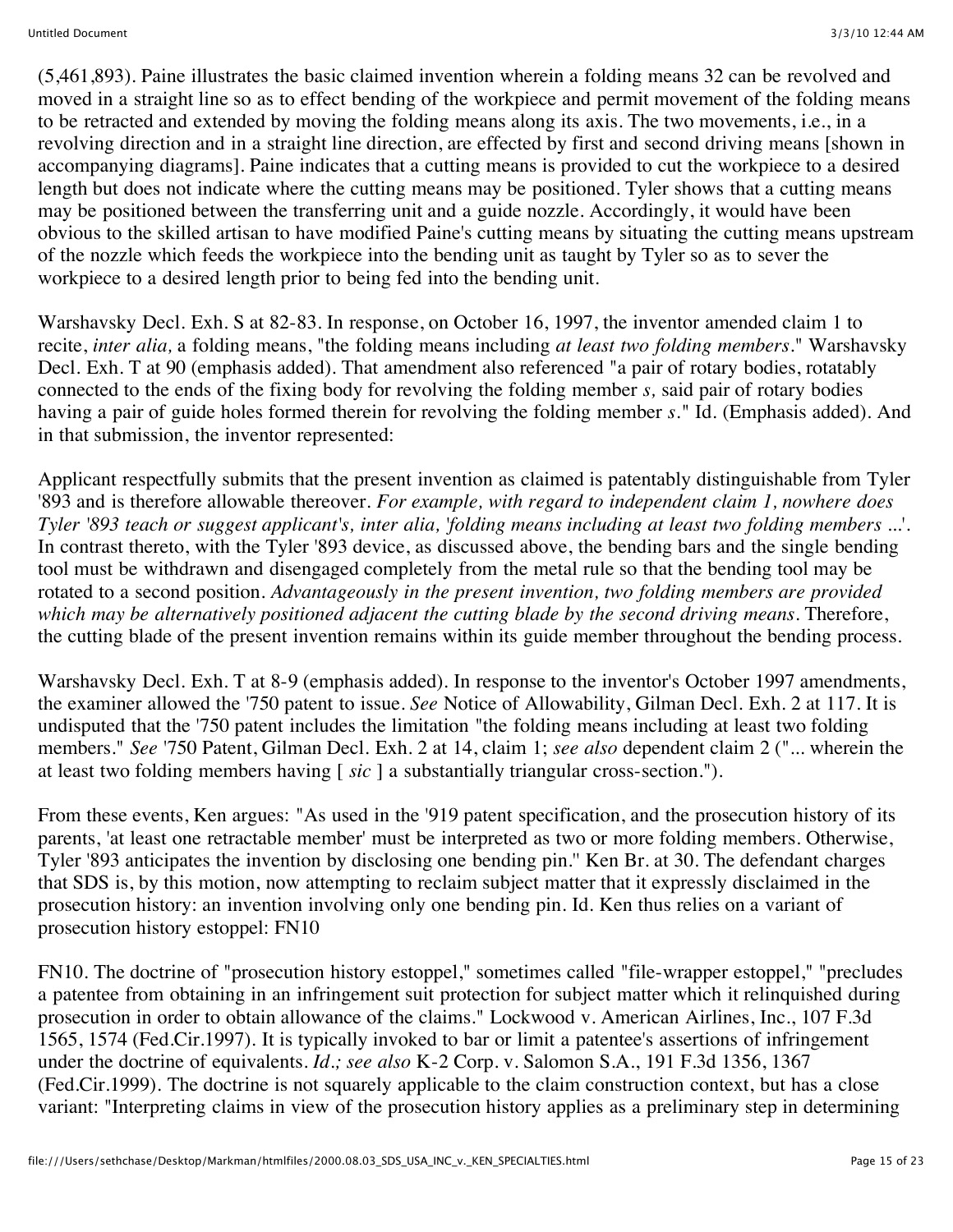(5,461,893). Paine illustrates the basic claimed invention wherein a folding means 32 can be revolved and moved in a straight line so as to effect bending of the workpiece and permit movement of the folding means to be retracted and extended by moving the folding means along its axis. The two movements, i.e., in a revolving direction and in a straight line direction, are effected by first and second driving means [shown in accompanying diagrams]. Paine indicates that a cutting means is provided to cut the workpiece to a desired length but does not indicate where the cutting means may be positioned. Tyler shows that a cutting means may be positioned between the transferring unit and a guide nozzle. Accordingly, it would have been obvious to the skilled artisan to have modified Paine's cutting means by situating the cutting means upstream of the nozzle which feeds the workpiece into the bending unit as taught by Tyler so as to sever the workpiece to a desired length prior to being fed into the bending unit.

Warshavsky Decl. Exh. S at 82-83. In response, on October 16, 1997, the inventor amended claim 1 to recite, *inter alia,* a folding means, "the folding means including *at least two folding members*." Warshavsky Decl. Exh. T at 90 (emphasis added). That amendment also referenced "a pair of rotary bodies, rotatably connected to the ends of the fixing body for revolving the folding member *s,* said pair of rotary bodies having a pair of guide holes formed therein for revolving the folding member *s*." Id. (Emphasis added). And in that submission, the inventor represented:

Applicant respectfully submits that the present invention as claimed is patentably distinguishable from Tyler '893 and is therefore allowable thereover. *For example, with regard to independent claim 1, nowhere does Tyler '893 teach or suggest applicant's, inter alia, 'folding means including at least two folding members ...'.* In contrast thereto, with the Tyler '893 device, as discussed above, the bending bars and the single bending tool must be withdrawn and disengaged completely from the metal rule so that the bending tool may be rotated to a second position. *Advantageously in the present invention, two folding members are provided which may be alternatively positioned adjacent the cutting blade by the second driving means.* Therefore, the cutting blade of the present invention remains within its guide member throughout the bending process.

Warshavsky Decl. Exh. T at 8-9 (emphasis added). In response to the inventor's October 1997 amendments, the examiner allowed the '750 patent to issue. *See* Notice of Allowability, Gilman Decl. Exh. 2 at 117. It is undisputed that the '750 patent includes the limitation "the folding means including at least two folding members." *See* '750 Patent, Gilman Decl. Exh. 2 at 14, claim 1; *see also* dependent claim 2 ("... wherein the at least two folding members having [ *sic* ] a substantially triangular cross-section.").

From these events, Ken argues: "As used in the '919 patent specification, and the prosecution history of its parents, 'at least one retractable member' must be interpreted as two or more folding members. Otherwise, Tyler '893 anticipates the invention by disclosing one bending pin." Ken Br. at 30. The defendant charges that SDS is, by this motion, now attempting to reclaim subject matter that it expressly disclaimed in the prosecution history: an invention involving only one bending pin. Id. Ken thus relies on a variant of prosecution history estoppel: FN10

FN10. The doctrine of "prosecution history estoppel," sometimes called "file-wrapper estoppel," "precludes a patentee from obtaining in an infringement suit protection for subject matter which it relinquished during prosecution in order to obtain allowance of the claims." Lockwood v. American Airlines, Inc., 107 F.3d 1565, 1574 (Fed.Cir.1997). It is typically invoked to bar or limit a patentee's assertions of infringement under the doctrine of equivalents. *Id.; see also* K-2 Corp. v. Salomon S.A., 191 F.3d 1356, 1367 (Fed.Cir.1999). The doctrine is not squarely applicable to the claim construction context, but has a close variant: "Interpreting claims in view of the prosecution history applies as a preliminary step in determining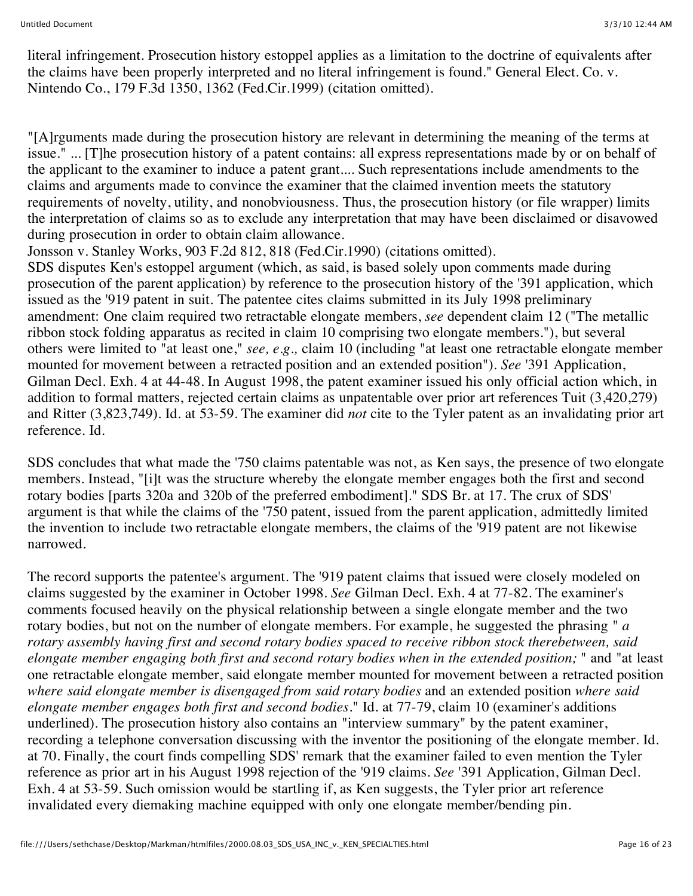literal infringement. Prosecution history estoppel applies as a limitation to the doctrine of equivalents after the claims have been properly interpreted and no literal infringement is found." General Elect. Co. v. Nintendo Co., 179 F.3d 1350, 1362 (Fed.Cir.1999) (citation omitted).

"[A]rguments made during the prosecution history are relevant in determining the meaning of the terms at issue." ... [T]he prosecution history of a patent contains: all express representations made by or on behalf of the applicant to the examiner to induce a patent grant.... Such representations include amendments to the claims and arguments made to convince the examiner that the claimed invention meets the statutory requirements of novelty, utility, and nonobviousness. Thus, the prosecution history (or file wrapper) limits the interpretation of claims so as to exclude any interpretation that may have been disclaimed or disavowed during prosecution in order to obtain claim allowance.
Jonsson v. Stanley Works, 903 F.2d 812, 818 (Fed.Cir.1990) (citations omitted).
SDS disputes Ken's estoppel argument (which, as said, is based solely upon comments made during prosecution of the parent application) by reference to the prosecution history of the '391 application, which issued as the '919 patent in suit. The patentee cites claims submitted in its July 1998 preliminary amendment: One claim required two retractable elongate members, *see* dependent claim 12 ("The metallic ribbon stock folding apparatus as recited in claim 10 comprising two elongate members."), but several others were limited to "at least one," *see, e.g.,* claim 10 (including "at least one retractable elongate member mounted for movement between a retracted position and an extended position"). *See* '391 Application, Gilman Decl. Exh. 4 at 44-48. In August 1998, the patent examiner issued his only official action which, in addition to formal matters, rejected certain claims as unpatentable over prior art references Tuit (3,420,279) and Ritter (3,823,749). Id. at 53-59. The examiner did *not* cite to the Tyler patent as an invalidating prior art reference. Id.

SDS concludes that what made the '750 claims patentable was not, as Ken says, the presence of two elongate members. Instead, "[i]t was the structure whereby the elongate member engages both the first and second rotary bodies [parts 320a and 320b of the preferred embodiment]." SDS Br. at 17. The crux of SDS' argument is that while the claims of the '750 patent, issued from the parent application, admittedly limited the invention to include two retractable elongate members, the claims of the '919 patent are not likewise narrowed.

The record supports the patentee's argument. The '919 patent claims that issued were closely modeled on claims suggested by the examiner in October 1998. *See* Gilman Decl. Exh. 4 at 77-82. The examiner's comments focused heavily on the physical relationship between a single elongate member and the two rotary bodies, but not on the number of elongate members. For example, he suggested the phrasing " *a rotary assembly having first and second rotary bodies spaced to receive ribbon stock therebetween, said elongate member engaging both first and second rotary bodies when in the extended position;* " and "at least one retractable elongate member, said elongate member mounted for movement between a retracted position *where said elongate member is disengaged from said rotary bodies* and an extended position *where said elongate member engages both first and second bodies*." Id. at 77-79, claim 10 (examiner's additions underlined). The prosecution history also contains an "interview summary" by the patent examiner, recording a telephone conversation discussing with the inventor the positioning of the elongate member. Id. at 70. Finally, the court finds compelling SDS' remark that the examiner failed to even mention the Tyler reference as prior art in his August 1998 rejection of the '919 claims. *See* '391 Application, Gilman Decl. Exh. 4 at 53-59. Such omission would be startling if, as Ken suggests, the Tyler prior art reference invalidated every diemaking machine equipped with only one elongate member/bending pin.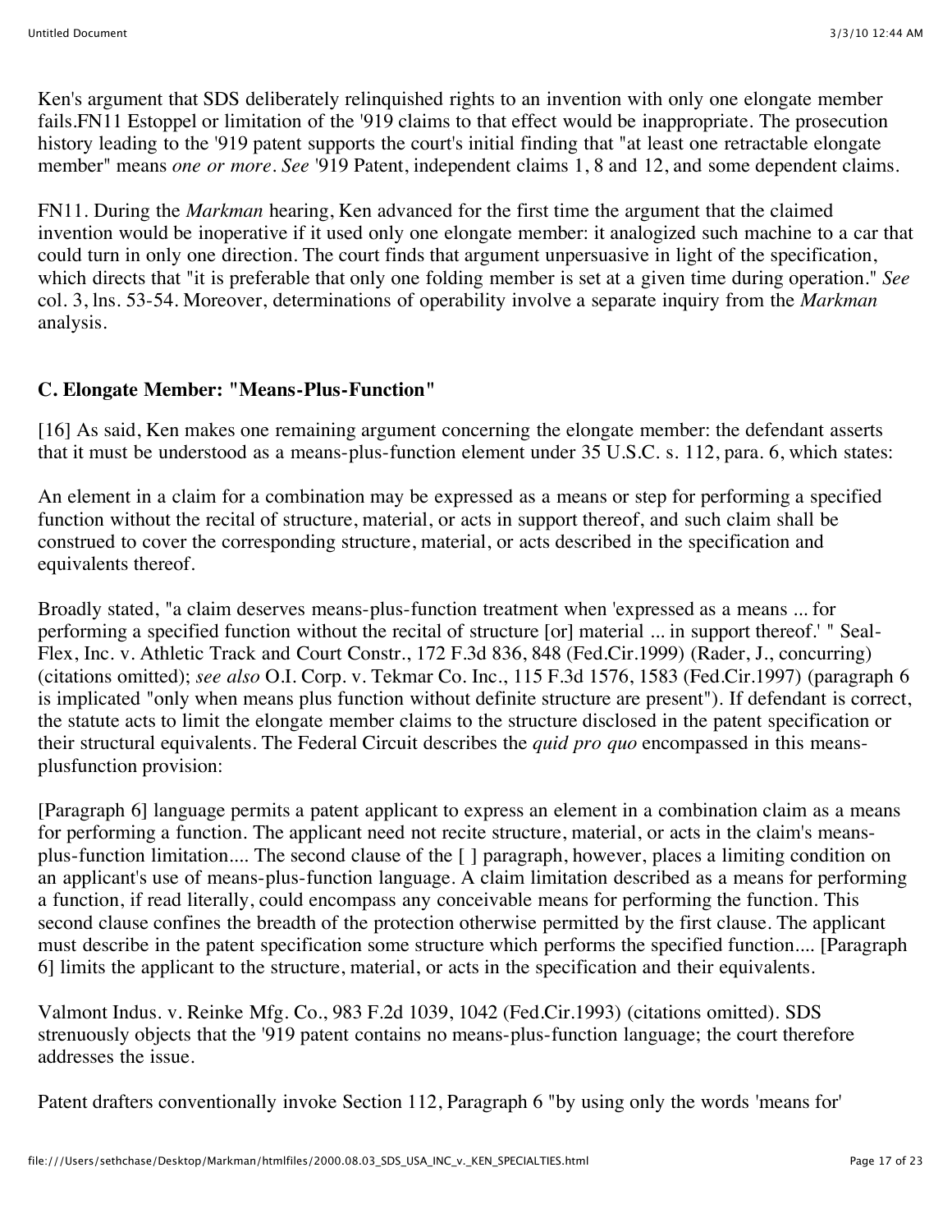Ken's argument that SDS deliberately relinquished rights to an invention with only one elongate member fails.FN11 Estoppel or limitation of the '919 claims to that effect would be inappropriate. The prosecution history leading to the '919 patent supports the court's initial finding that "at least one retractable elongate member" means *one or more*. *See* '919 Patent, independent claims 1, 8 and 12, and some dependent claims.

FN11. During the *Markman* hearing, Ken advanced for the first time the argument that the claimed invention would be inoperative if it used only one elongate member: it analogized such machine to a car that could turn in only one direction. The court finds that argument unpersuasive in light of the specification, which directs that "it is preferable that only one folding member is set at a given time during operation." *See* col. 3, lns. 53-54. Moreover, determinations of operability involve a separate inquiry from the *Markman* analysis.

### C. Elongate Member: "Means-Plus-Function"

[16] As said, Ken makes one remaining argument concerning the elongate member: the defendant asserts that it must be understood as a means-plus-function element under 35 U.S.C. s. 112, para. 6, which states:

An element in a claim for a combination may be expressed as a means or step for performing a specified function without the recital of structure, material, or acts in support thereof, and such claim shall be construed to cover the corresponding structure, material, or acts described in the specification and equivalents thereof.

Broadly stated, "a claim deserves means-plus-function treatment when 'expressed as a means ... for performing a specified function without the recital of structure [or] material ... in support thereof.' " Seal-Flex, Inc. v. Athletic Track and Court Constr., 172 F.3d 836, 848 (Fed.Cir.1999) (Rader, J., concurring) (citations omitted); *see also* O.I. Corp. v. Tekmar Co. Inc., 115 F.3d 1576, 1583 (Fed.Cir.1997) (paragraph 6 is implicated "only when means plus function without definite structure are present"). If defendant is correct, the statute acts to limit the elongate member claims to the structure disclosed in the patent specification or their structural equivalents. The Federal Circuit describes the *quid pro quo* encompassed in this means-plusfunction provision:

[Paragraph 6] language permits a patent applicant to express an element in a combination claim as a means for performing a function. The applicant need not recite structure, material, or acts in the claim's means-plus-function limitation.... The second clause of the [ ] paragraph, however, places a limiting condition on an applicant's use of means-plus-function language. A claim limitation described as a means for performing a function, if read literally, could encompass any conceivable means for performing the function. This second clause confines the breadth of the protection otherwise permitted by the first clause. The applicant must describe in the patent specification some structure which performs the specified function.... [Paragraph 6] limits the applicant to the structure, material, or acts in the specification and their equivalents.

Valmont Indus. v. Reinke Mfg. Co., 983 F.2d 1039, 1042 (Fed.Cir.1993) (citations omitted). SDS strenuously objects that the '919 patent contains no means-plus-function language; the court therefore addresses the issue.

Patent drafters conventionally invoke Section 112, Paragraph 6 "by using only the words 'means for'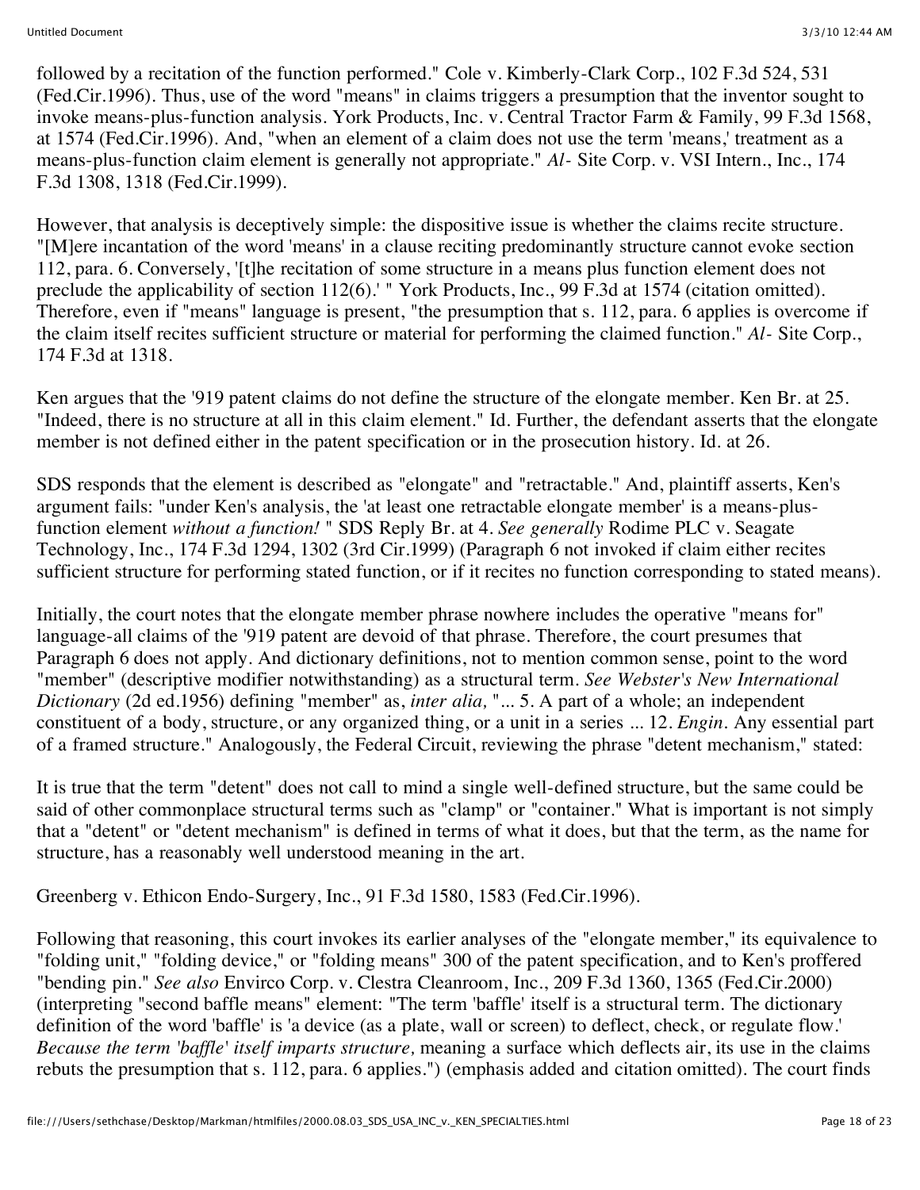followed by a recitation of the function performed." Cole v. Kimberly-Clark Corp., 102 F.3d 524, 531 (Fed.Cir.1996). Thus, use of the word "means" in claims triggers a presumption that the inventor sought to invoke means-plus-function analysis. York Products, Inc. v. Central Tractor Farm & Family, 99 F.3d 1568, at 1574 (Fed.Cir.1996). And, "when an element of a claim does not use the term 'means,' treatment as a means-plus-function claim element is generally not appropriate." *Al-* Site Corp. v. VSI Intern., Inc., 174 F.3d 1308, 1318 (Fed.Cir.1999).

However, that analysis is deceptively simple: the dispositive issue is whether the claims recite structure. "[M]ere incantation of the word 'means' in a clause reciting predominantly structure cannot evoke section 112, para. 6. Conversely, '[t]he recitation of some structure in a means plus function element does not preclude the applicability of section 112(6).' " York Products, Inc., 99 F.3d at 1574 (citation omitted). Therefore, even if "means" language is present, "the presumption that s. 112, para. 6 applies is overcome if the claim itself recites sufficient structure or material for performing the claimed function." *Al-* Site Corp., 174 F.3d at 1318.

Ken argues that the '919 patent claims do not define the structure of the elongate member. Ken Br. at 25. "Indeed, there is no structure at all in this claim element." Id. Further, the defendant asserts that the elongate member is not defined either in the patent specification or in the prosecution history. Id. at 26.

SDS responds that the element is described as "elongate" and "retractable." And, plaintiff asserts, Ken's argument fails: "under Ken's analysis, the 'at least one retractable elongate member' is a means-plus-function element *without a function!* " SDS Reply Br. at 4. *See generally* Rodime PLC v. Seagate Technology, Inc., 174 F.3d 1294, 1302 (3rd Cir.1999) (Paragraph 6 not invoked if claim either recites sufficient structure for performing stated function, or if it recites no function corresponding to stated means).

Initially, the court notes that the elongate member phrase nowhere includes the operative "means for" language-all claims of the '919 patent are devoid of that phrase. Therefore, the court presumes that Paragraph 6 does not apply. And dictionary definitions, not to mention common sense, point to the word "member" (descriptive modifier notwithstanding) as a structural term. *See Webster's New International Dictionary* (2d ed.1956) defining "member" as, *inter alia,* "... 5. A part of a whole; an independent constituent of a body, structure, or any organized thing, or a unit in a series ... 12. *Engin.* Any essential part of a framed structure." Analogously, the Federal Circuit, reviewing the phrase "detent mechanism," stated:

It is true that the term "detent" does not call to mind a single well-defined structure, but the same could be said of other commonplace structural terms such as "clamp" or "container." What is important is not simply that a "detent" or "detent mechanism" is defined in terms of what it does, but that the term, as the name for structure, has a reasonably well understood meaning in the art.

Greenberg v. Ethicon Endo-Surgery, Inc., 91 F.3d 1580, 1583 (Fed.Cir.1996).

Following that reasoning, this court invokes its earlier analyses of the "elongate member," its equivalence to "folding unit," "folding device," or "folding means" 300 of the patent specification, and to Ken's proffered "bending pin." *See also* Envirco Corp. v. Clestra Cleanroom, Inc., 209 F.3d 1360, 1365 (Fed.Cir.2000) (interpreting "second baffle means" element: "The term 'baffle' itself is a structural term. The dictionary definition of the word 'baffle' is 'a device (as a plate, wall or screen) to deflect, check, or regulate flow.' *Because the term 'baffle' itself imparts structure,* meaning a surface which deflects air, its use in the claims rebuts the presumption that s. 112, para. 6 applies.") (emphasis added and citation omitted). The court finds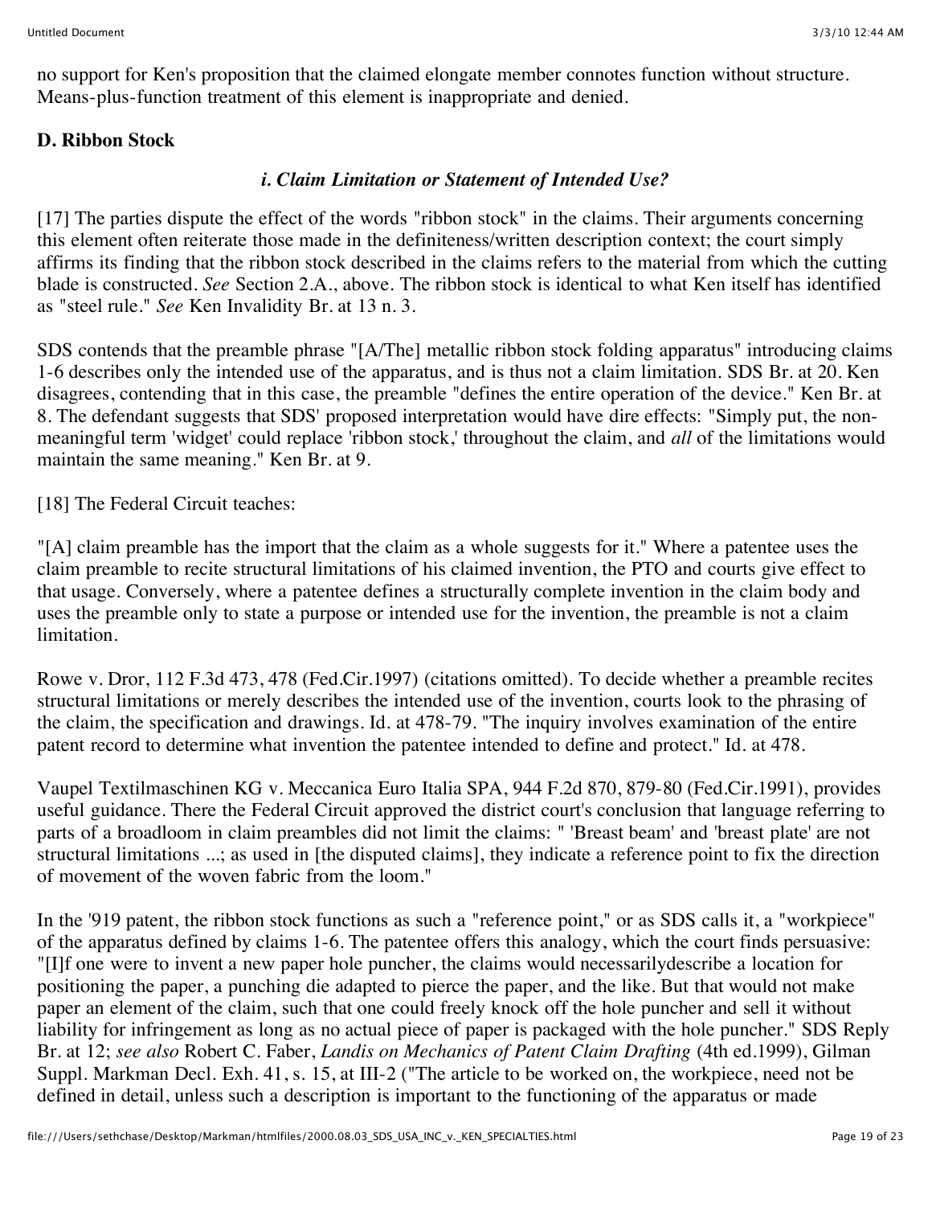no support for Ken's proposition that the claimed elongate member connotes function without structure. Means-plus-function treatment of this element is inappropriate and denied.

**D. Ribbon Stock**

***i. Claim Limitation or Statement of Intended Use?***

[17] The parties dispute the effect of the words "ribbon stock" in the claims. Their arguments concerning this element often reiterate those made in the definiteness/written description context; the court simply affirms its finding that the ribbon stock described in the claims refers to the material from which the cutting blade is constructed. *See* Section 2.A., above. The ribbon stock is identical to what Ken itself has identified as "steel rule." *See* Ken Invalidity Br. at 13 n. 3.

SDS contends that the preamble phrase "[A/The] metallic ribbon stock folding apparatus" introducing claims 1-6 describes only the intended use of the apparatus, and is thus not a claim limitation. SDS Br. at 20. Ken disagrees, contending that in this case, the preamble "defines the entire operation of the device." Ken Br. at 8. The defendant suggests that SDS' proposed interpretation would have dire effects: "Simply put, the non-meaningful term 'widget' could replace 'ribbon stock,' throughout the claim, and *all* of the limitations would maintain the same meaning." Ken Br. at 9.

[18] The Federal Circuit teaches:

"[A] claim preamble has the import that the claim as a whole suggests for it." Where a patentee uses the claim preamble to recite structural limitations of his claimed invention, the PTO and courts give effect to that usage. Conversely, where a patentee defines a structurally complete invention in the claim body and uses the preamble only to state a purpose or intended use for the invention, the preamble is not a claim limitation.

Rowe v. Dror, 112 F.3d 473, 478 (Fed.Cir.1997) (citations omitted). To decide whether a preamble recites structural limitations or merely describes the intended use of the invention, courts look to the phrasing of the claim, the specification and drawings. Id. at 478-79. "The inquiry involves examination of the entire patent record to determine what invention the patentee intended to define and protect." Id. at 478.

Vaupel Textilmaschinen KG v. Meccanica Euro Italia SPA, 944 F.2d 870, 879-80 (Fed.Cir.1991), provides useful guidance. There the Federal Circuit approved the district court's conclusion that language referring to parts of a broadloom in claim preambles did not limit the claims: " 'Breast beam' and 'breast plate' are not structural limitations ...; as used in [the disputed claims], they indicate a reference point to fix the direction of movement of the woven fabric from the loom."

In the '919 patent, the ribbon stock functions as such a "reference point," or as SDS calls it, a "workpiece" of the apparatus defined by claims 1-6. The patentee offers this analogy, which the court finds persuasive: "[I]f one were to invent a new paper hole puncher, the claims would necessarilydescribe a location for positioning the paper, a punching die adapted to pierce the paper, and the like. But that would not make paper an element of the claim, such that one could freely knock off the hole puncher and sell it without liability for infringement as long as no actual piece of paper is packaged with the hole puncher." SDS Reply Br. at 12; *see also* Robert C. Faber, *Landis on Mechanics of Patent Claim Drafting* (4th ed.1999), Gilman Suppl. Markman Decl. Exh. 41, s. 15, at III-2 ("The article to be worked on, the workpiece, need not be defined in detail, unless such a description is important to the functioning of the apparatus or made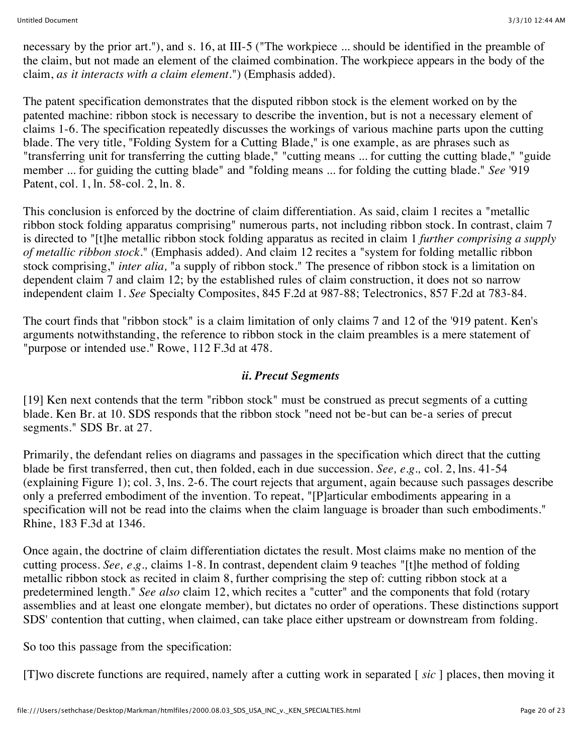necessary by the prior art."), and s. 16, at III-5 ("The workpiece ... should be identified in the preamble of the claim, but not made an element of the claimed combination. The workpiece appears in the body of the claim, *as it interacts with a claim element*.") (Emphasis added).

The patent specification demonstrates that the disputed ribbon stock is the element worked on by the patented machine: ribbon stock is necessary to describe the invention, but is not a necessary element of claims 1-6. The specification repeatedly discusses the workings of various machine parts upon the cutting blade. The very title, "Folding System for a Cutting Blade," is one example, as are phrases such as "transferring unit for transferring the cutting blade," "cutting means ... for cutting the cutting blade," "guide member ... for guiding the cutting blade" and "folding means ... for folding the cutting blade." *See* '919 Patent, col. 1, ln. 58-col. 2, ln. 8.

This conclusion is enforced by the doctrine of claim differentiation. As said, claim 1 recites a "metallic ribbon stock folding apparatus comprising" numerous parts, not including ribbon stock. In contrast, claim 7 is directed to "[t]he metallic ribbon stock folding apparatus as recited in claim 1 *further comprising a supply of metallic ribbon stock*." (Emphasis added). And claim 12 recites a "system for folding metallic ribbon stock comprising," *inter alia,* "a supply of ribbon stock." The presence of ribbon stock is a limitation on dependent claim 7 and claim 12; by the established rules of claim construction, it does not so narrow independent claim 1. *See* Specialty Composites, 845 F.2d at 987-88; Telectronics, 857 F.2d at 783-84.

The court finds that "ribbon stock" is a claim limitation of only claims 7 and 12 of the '919 patent. Ken's arguments notwithstanding, the reference to ribbon stock in the claim preambles is a mere statement of "purpose or intended use." Rowe, 112 F.3d at 478.

### *ii. Precut Segments*

[19] Ken next contends that the term "ribbon stock" must be construed as precut segments of a cutting blade. Ken Br. at 10. SDS responds that the ribbon stock "need not be-but can be-a series of precut segments." SDS Br. at 27.

Primarily, the defendant relies on diagrams and passages in the specification which direct that the cutting blade be first transferred, then cut, then folded, each in due succession. *See, e.g.,* col. 2, lns. 41-54 (explaining Figure 1); col. 3, lns. 2-6. The court rejects that argument, again because such passages describe only a preferred embodiment of the invention. To repeat, "[P]articular embodiments appearing in a specification will not be read into the claims when the claim language is broader than such embodiments." Rhine, 183 F.3d at 1346.

Once again, the doctrine of claim differentiation dictates the result. Most claims make no mention of the cutting process. *See, e.g.,* claims 1-8. In contrast, dependent claim 9 teaches "[t]he method of folding metallic ribbon stock as recited in claim 8, further comprising the step of: cutting ribbon stock at a predetermined length." *See also* claim 12, which recites a "cutter" and the components that fold (rotary assemblies and at least one elongate member), but dictates no order of operations. These distinctions support SDS' contention that cutting, when claimed, can take place either upstream or downstream from folding.

So too this passage from the specification:

[T]wo discrete functions are required, namely after a cutting work in separated [ *sic* ] places, then moving it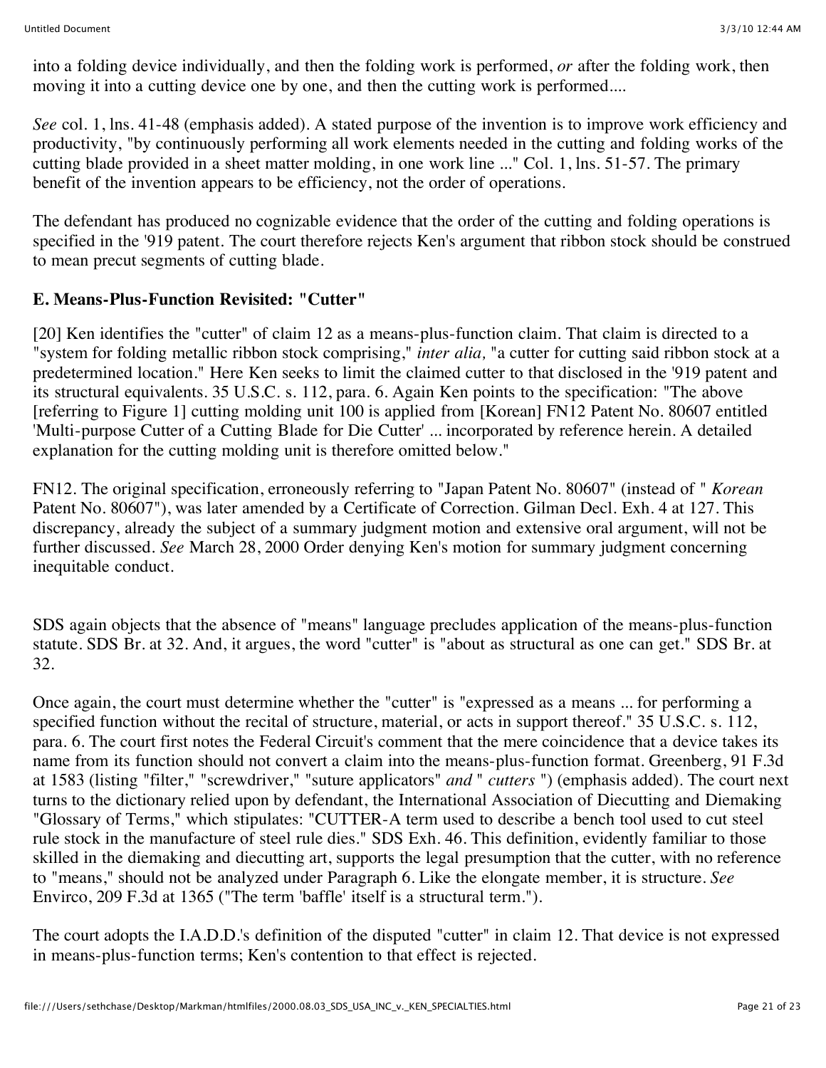into a folding device individually, and then the folding work is performed, *or* after the folding work, then moving it into a cutting device one by one, and then the cutting work is performed....

*See* col. 1, lns. 41-48 (emphasis added). A stated purpose of the invention is to improve work efficiency and productivity, "by continuously performing all work elements needed in the cutting and folding works of the cutting blade provided in a sheet matter molding, in one work line ..." Col. 1, lns. 51-57. The primary benefit of the invention appears to be efficiency, not the order of operations.

The defendant has produced no cognizable evidence that the order of the cutting and folding operations is specified in the '919 patent. The court therefore rejects Ken's argument that ribbon stock should be construed to mean precut segments of cutting blade.

**E. Means-Plus-Function Revisited: "Cutter"**

[20] Ken identifies the "cutter" of claim 12 as a means-plus-function claim. That claim is directed to a "system for folding metallic ribbon stock comprising," *inter alia,* "a cutter for cutting said ribbon stock at a predetermined location." Here Ken seeks to limit the claimed cutter to that disclosed in the '919 patent and its structural equivalents. 35 U.S.C. s. 112, para. 6. Again Ken points to the specification: "The above [referring to Figure 1] cutting molding unit 100 is applied from [Korean] FN12 Patent No. 80607 entitled 'Multi-purpose Cutter of a Cutting Blade for Die Cutter' ... incorporated by reference herein. A detailed explanation for the cutting molding unit is therefore omitted below."

FN12. The original specification, erroneously referring to "Japan Patent No. 80607" (instead of " *Korean* Patent No. 80607"), was later amended by a Certificate of Correction. Gilman Decl. Exh. 4 at 127. This discrepancy, already the subject of a summary judgment motion and extensive oral argument, will not be further discussed. *See* March 28, 2000 Order denying Ken's motion for summary judgment concerning inequitable conduct.

SDS again objects that the absence of "means" language precludes application of the means-plus-function statute. SDS Br. at 32. And, it argues, the word "cutter" is "about as structural as one can get." SDS Br. at 32.

Once again, the court must determine whether the "cutter" is "expressed as a means ... for performing a specified function without the recital of structure, material, or acts in support thereof." 35 U.S.C. s. 112, para. 6. The court first notes the Federal Circuit's comment that the mere coincidence that a device takes its name from its function should not convert a claim into the means-plus-function format. Greenberg, 91 F.3d at 1583 (listing "filter," "screwdriver," "suture applicators" *and* " *cutters* ") (emphasis added). The court next turns to the dictionary relied upon by defendant, the International Association of Diecutting and Diemaking "Glossary of Terms," which stipulates: "CUTTER-A term used to describe a bench tool used to cut steel rule stock in the manufacture of steel rule dies." SDS Exh. 46. This definition, evidently familiar to those skilled in the diemaking and diecutting art, supports the legal presumption that the cutter, with no reference to "means," should not be analyzed under Paragraph 6. Like the elongate member, it is structure. *See* Envirco, 209 F.3d at 1365 ("The term 'baffle' itself is a structural term.").

The court adopts the I.A.D.D.'s definition of the disputed "cutter" in claim 12. That device is not expressed in means-plus-function terms; Ken's contention to that effect is rejected.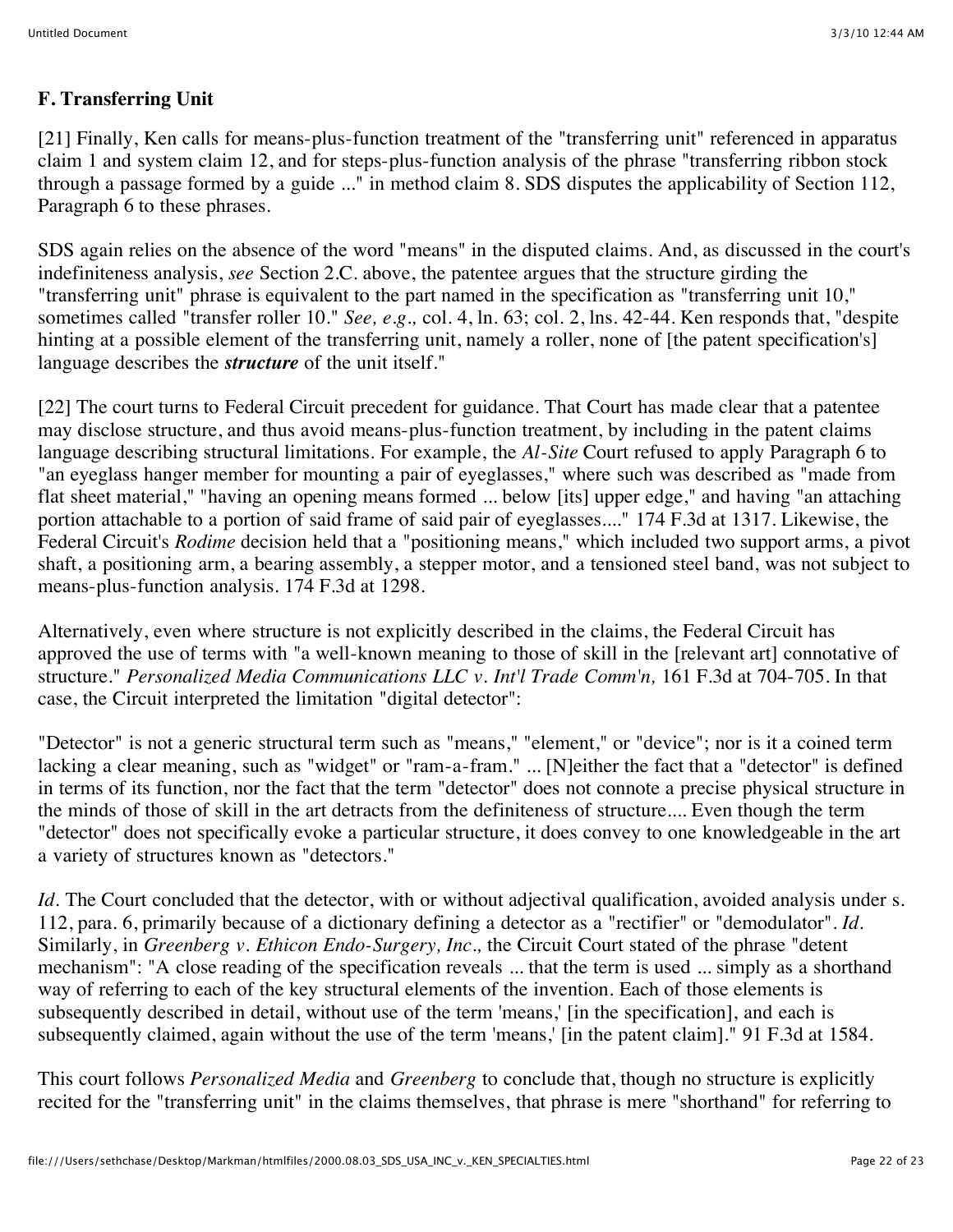### F. Transferring Unit

[21] Finally, Ken calls for means-plus-function treatment of the "transferring unit" referenced in apparatus claim 1 and system claim 12, and for steps-plus-function analysis of the phrase "transferring ribbon stock through a passage formed by a guide ..." in method claim 8. SDS disputes the applicability of Section 112, Paragraph 6 to these phrases.

SDS again relies on the absence of the word "means" in the disputed claims. And, as discussed in the court's indefiniteness analysis, *see* Section 2.C. above, the patentee argues that the structure girding the "transferring unit" phrase is equivalent to the part named in the specification as "transferring unit 10," sometimes called "transfer roller 10." *See, e.g.,* col. 4, ln. 63; col. 2, lns. 42-44. Ken responds that, "despite hinting at a possible element of the transferring unit, namely a roller, none of [the patent specification's] language describes the ***structure*** of the unit itself."

[22] The court turns to Federal Circuit precedent for guidance. That Court has made clear that a patentee may disclose structure, and thus avoid means-plus-function treatment, by including in the patent claims language describing structural limitations. For example, the *Al-Site* Court refused to apply Paragraph 6 to "an eyeglass hanger member for mounting a pair of eyeglasses," where such was described as "made from flat sheet material," "having an opening means formed ... below [its] upper edge," and having "an attaching portion attachable to a portion of said frame of said pair of eyeglasses...." 174 F.3d at 1317. Likewise, the Federal Circuit's *Rodime* decision held that a "positioning means," which included two support arms, a pivot shaft, a positioning arm, a bearing assembly, a stepper motor, and a tensioned steel band, was not subject to means-plus-function analysis. 174 F.3d at 1298.

Alternatively, even where structure is not explicitly described in the claims, the Federal Circuit has approved the use of terms with "a well-known meaning to those of skill in the [relevant art] connotative of structure." *Personalized Media Communications LLC v. Int'l Trade Comm'n,* 161 F.3d at 704-705. In that case, the Circuit interpreted the limitation "digital detector":

"Detector" is not a generic structural term such as "means," "element," or "device"; nor is it a coined term lacking a clear meaning, such as "widget" or "ram-a-fram." ... [N]either the fact that a "detector" is defined in terms of its function, nor the fact that the term "detector" does not connote a precise physical structure in the minds of those of skill in the art detracts from the definiteness of structure.... Even though the term "detector" does not specifically evoke a particular structure, it does convey to one knowledgeable in the art a variety of structures known as "detectors."

*Id.* The Court concluded that the detector, with or without adjectival qualification, avoided analysis under s. 112, para. 6, primarily because of a dictionary defining a detector as a "rectifier" or "demodulator". *Id.* Similarly, in *Greenberg v. Ethicon Endo-Surgery, Inc.,* the Circuit Court stated of the phrase "detent mechanism": "A close reading of the specification reveals ... that the term is used ... simply as a shorthand way of referring to each of the key structural elements of the invention. Each of those elements is subsequently described in detail, without use of the term 'means,' [in the specification], and each is subsequently claimed, again without the use of the term 'means,' [in the patent claim]." 91 F.3d at 1584.

This court follows *Personalized Media* and *Greenberg* to conclude that, though no structure is explicitly recited for the "transferring unit" in the claims themselves, that phrase is mere "shorthand" for referring to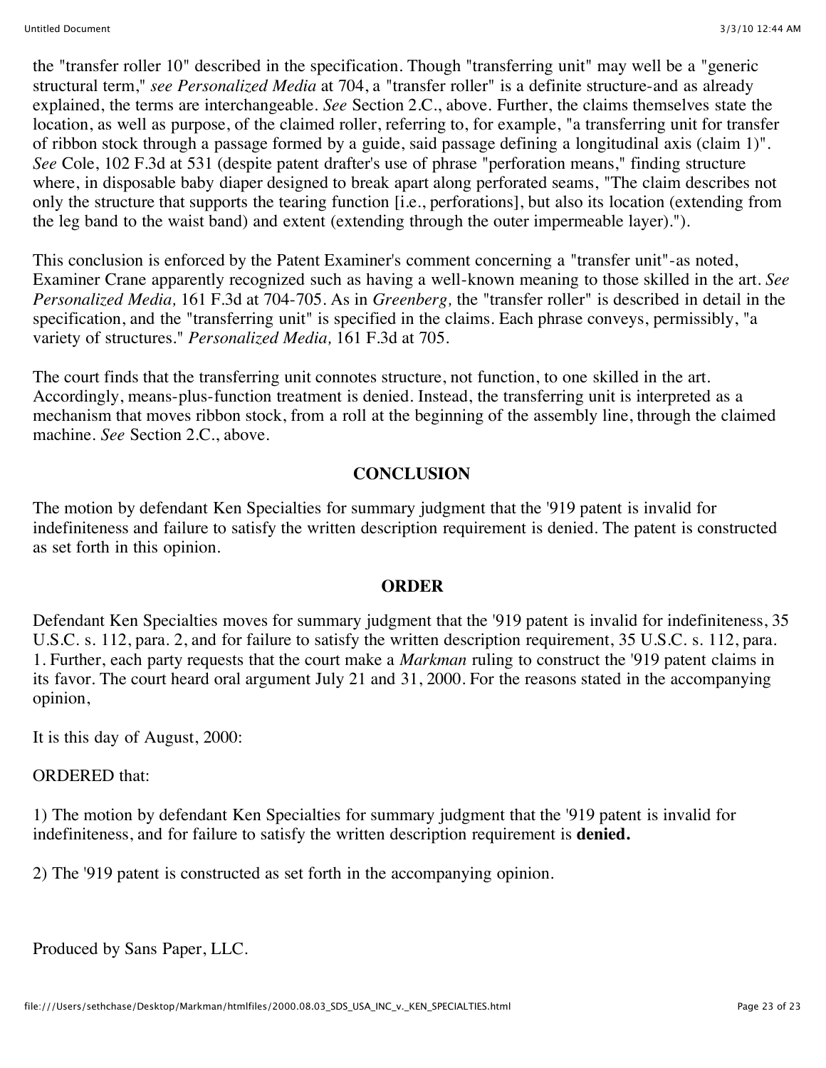the "transfer roller 10" described in the specification. Though "transferring unit" may well be a "generic structural term," *see Personalized Media* at 704, a "transfer roller" is a definite structure-and as already explained, the terms are interchangeable. *See* Section 2.C., above. Further, the claims themselves state the location, as well as purpose, of the claimed roller, referring to, for example, "a transferring unit for transfer of ribbon stock through a passage formed by a guide, said passage defining a longitudinal axis (claim 1)". *See* Cole, 102 F.3d at 531 (despite patent drafter's use of phrase "perforation means," finding structure where, in disposable baby diaper designed to break apart along perforated seams, "The claim describes not only the structure that supports the tearing function [i.e., perforations], but also its location (extending from the leg band to the waist band) and extent (extending through the outer impermeable layer).").

This conclusion is enforced by the Patent Examiner's comment concerning a "transfer unit"-as noted, Examiner Crane apparently recognized such as having a well-known meaning to those skilled in the art. *See Personalized Media,* 161 F.3d at 704-705. As in *Greenberg,* the "transfer roller" is described in detail in the specification, and the "transferring unit" is specified in the claims. Each phrase conveys, permissibly, "a variety of structures." *Personalized Media,* 161 F.3d at 705.

The court finds that the transferring unit connotes structure, not function, to one skilled in the art. Accordingly, means-plus-function treatment is denied. Instead, the transferring unit is interpreted as a mechanism that moves ribbon stock, from a roll at the beginning of the assembly line, through the claimed machine. *See* Section 2.C., above.

## CONCLUSION

The motion by defendant Ken Specialties for summary judgment that the '919 patent is invalid for indefiniteness and failure to satisfy the written description requirement is denied. The patent is constructed as set forth in this opinion.

## ORDER

Defendant Ken Specialties moves for summary judgment that the '919 patent is invalid for indefiniteness, 35 U.S.C. s. 112, para. 2, and for failure to satisfy the written description requirement, 35 U.S.C. s. 112, para. 1. Further, each party requests that the court make a *Markman* ruling to construct the '919 patent claims in its favor. The court heard oral argument July 21 and 31, 2000. For the reasons stated in the accompanying opinion,

It is this day of August, 2000:

ORDERED that:

1) The motion by defendant Ken Specialties for summary judgment that the '919 patent is invalid for indefiniteness, and for failure to satisfy the written description requirement is **denied.**

2) The '919 patent is constructed as set forth in the accompanying opinion.

Produced by Sans Paper, LLC.